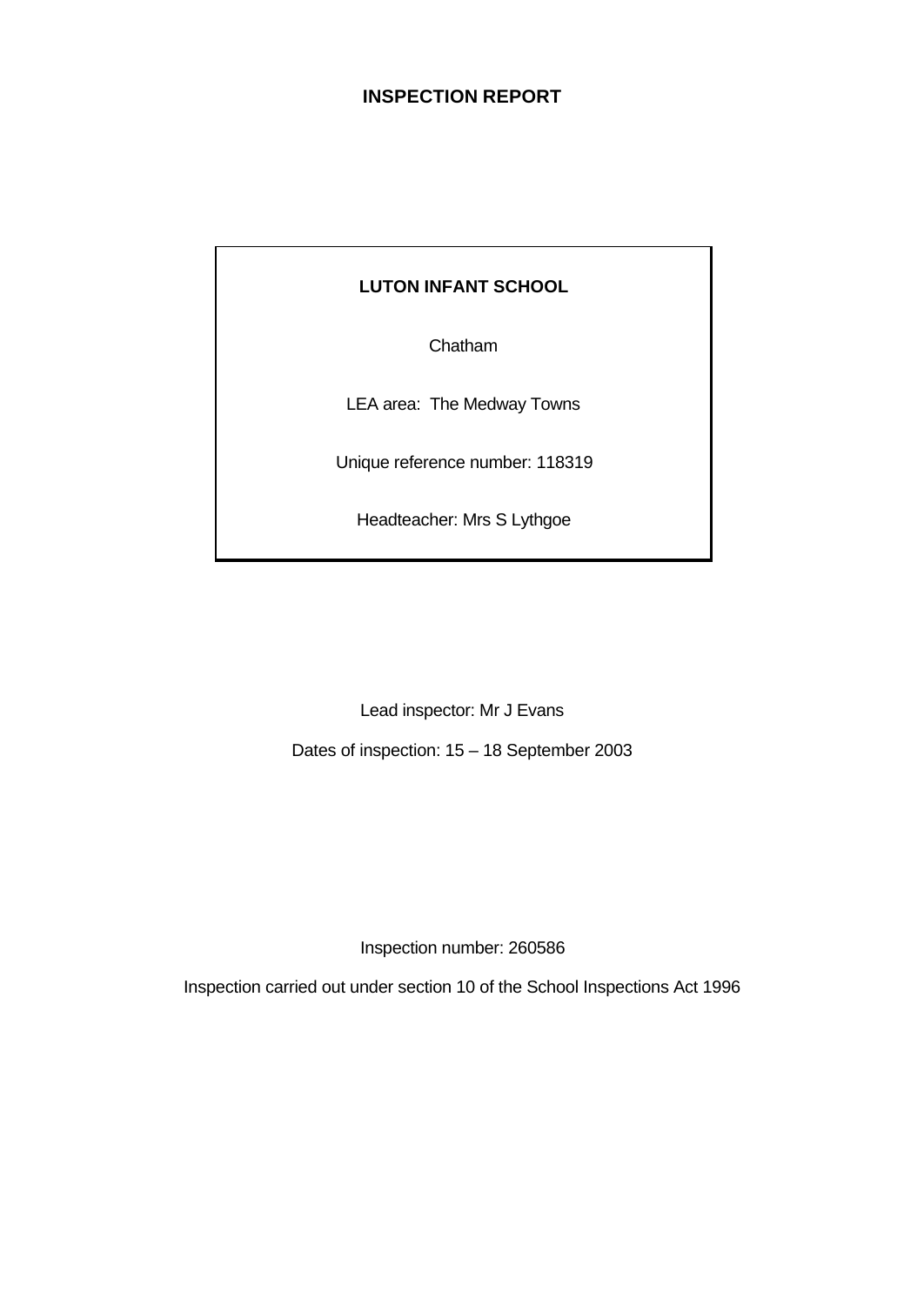# INSPECTION REPORT

**LUTON INFANT SCHOOL**

Chatham

LEA area: The Medway Towns

Unique reference number: 118319

Headteacher: Mrs S Lythgoe

Lead inspector: Mr J Evans

Dates of inspection: 15 – 18 September 2003

Inspection number: 260586

Inspection carried out under section 10 of the School Inspections Act 1996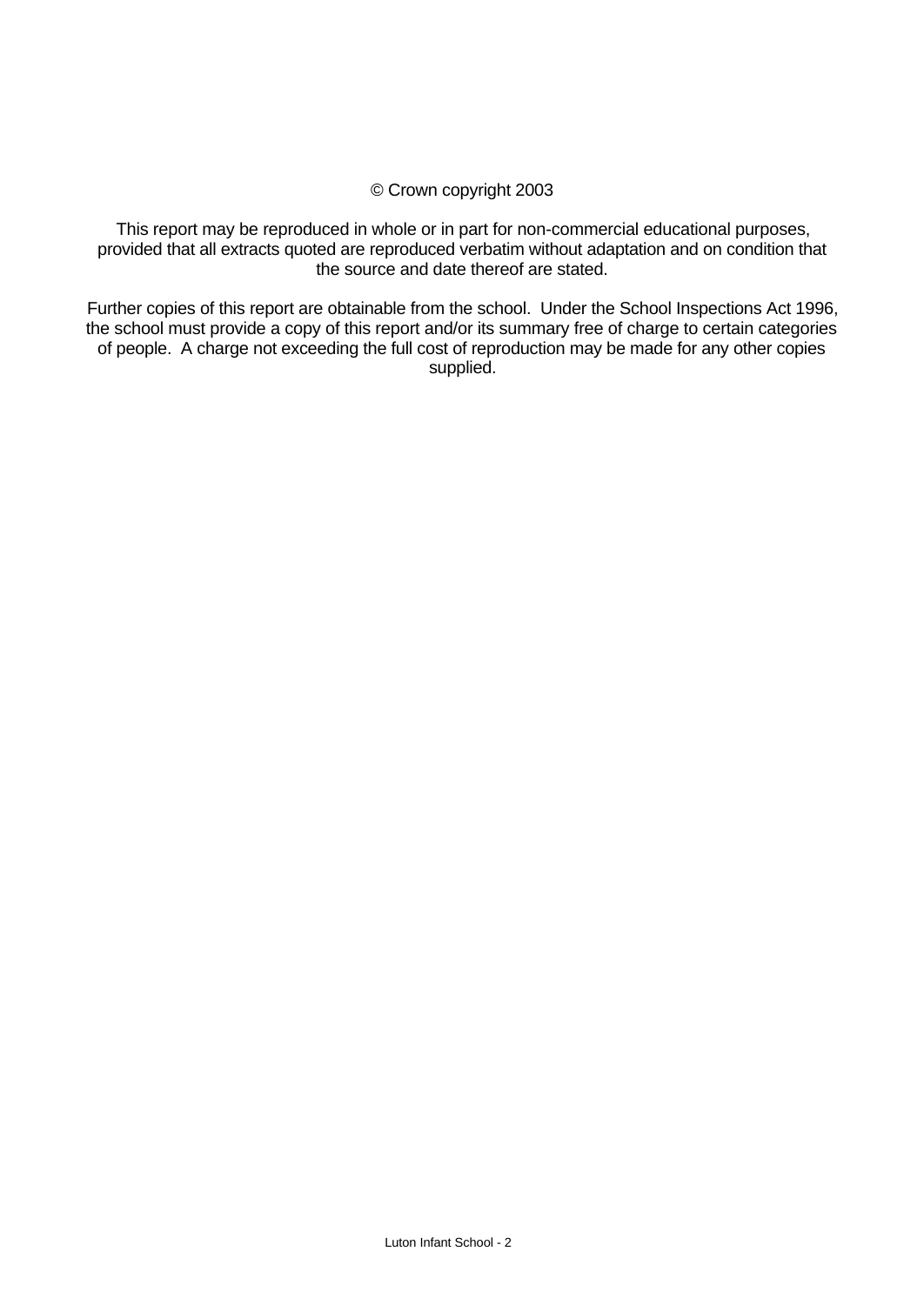© Crown copyright 2003

This report may be reproduced in whole or in part for non-commercial educational purposes, provided that all extracts quoted are reproduced verbatim without adaptation and on condition that the source and date thereof are stated.

Further copies of this report are obtainable from the school. Under the School Inspections Act 1996, the school must provide a copy of this report and/or its summary free of charge to certain categories of people. A charge not exceeding the full cost of reproduction may be made for any other copies supplied.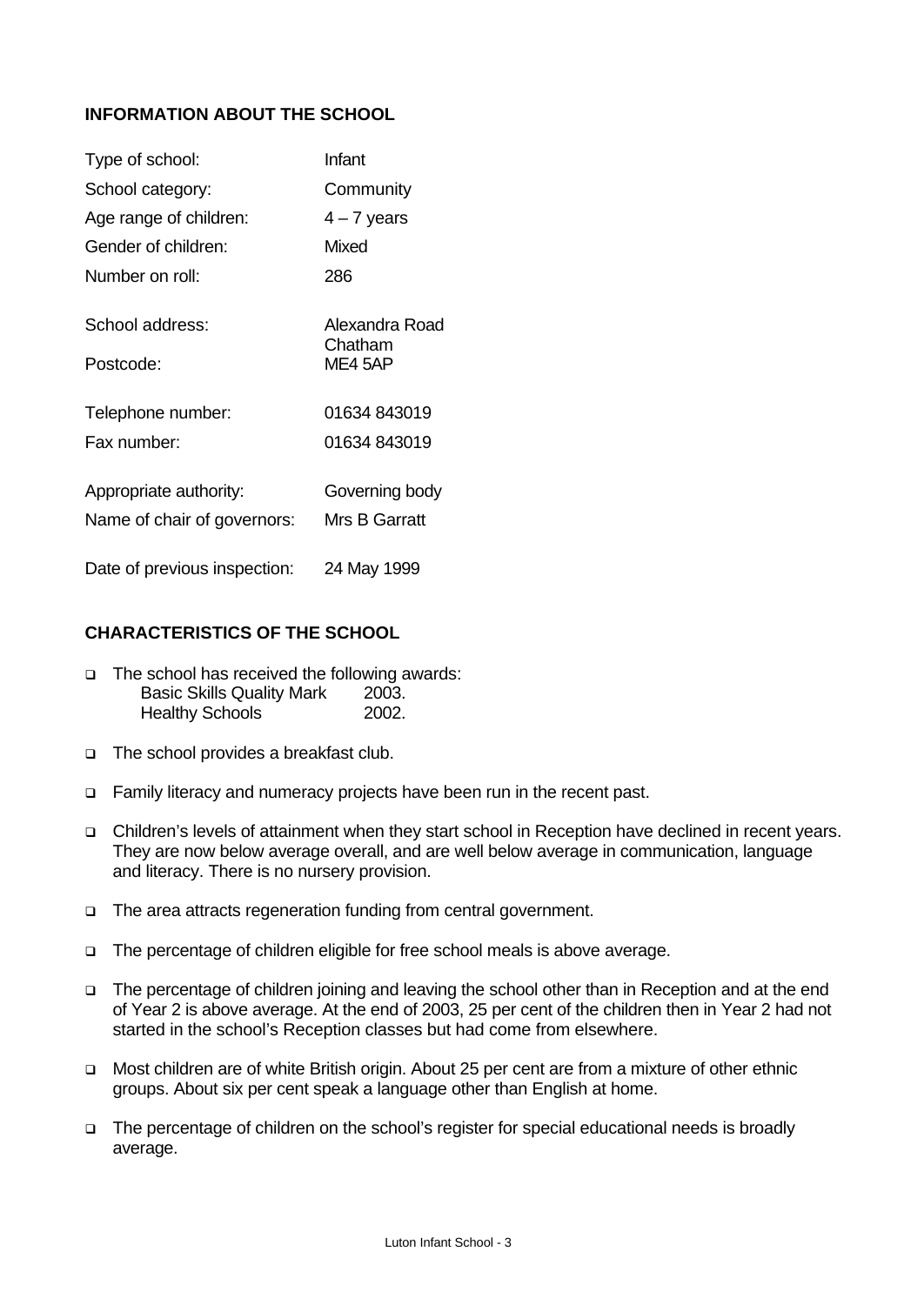## INFORMATION ABOUT THE SCHOOL

| | |
|---|---|
| Type of school: | Infant |
| School category: | Community |
| Age range of children: | 4 – 7 years |
| Gender of children: | Mixed |
| Number on roll: | 286 |
| School address: | Alexandra Road<br>Chatham |
| Postcode: | ME4 5AP |
| Telephone number: | 01634 843019 |
| Fax number: | 01634 843019 |
| Appropriate authority: | Governing body |
| Name of chair of governors: | Mrs B Garratt |
| Date of previous inspection: | 24 May 1999 |

## CHARACTERISTICS OF THE SCHOOL

- The school has received the following awards:
  Basic Skills Quality Mark 2003.
  Healthy Schools 2002.
- The school provides a breakfast club.
- Family literacy and numeracy projects have been run in the recent past.
- Children's levels of attainment when they start school in Reception have declined in recent years. They are now below average overall, and are well below average in communication, language and literacy. There is no nursery provision.
- The area attracts regeneration funding from central government.
- The percentage of children eligible for free school meals is above average.
- The percentage of children joining and leaving the school other than in Reception and at the end of Year 2 is above average. At the end of 2003, 25 per cent of the children then in Year 2 had not started in the school's Reception classes but had come from elsewhere.
- Most children are of white British origin. About 25 per cent are from a mixture of other ethnic groups. About six per cent speak a language other than English at home.
- The percentage of children on the school's register for special educational needs is broadly average.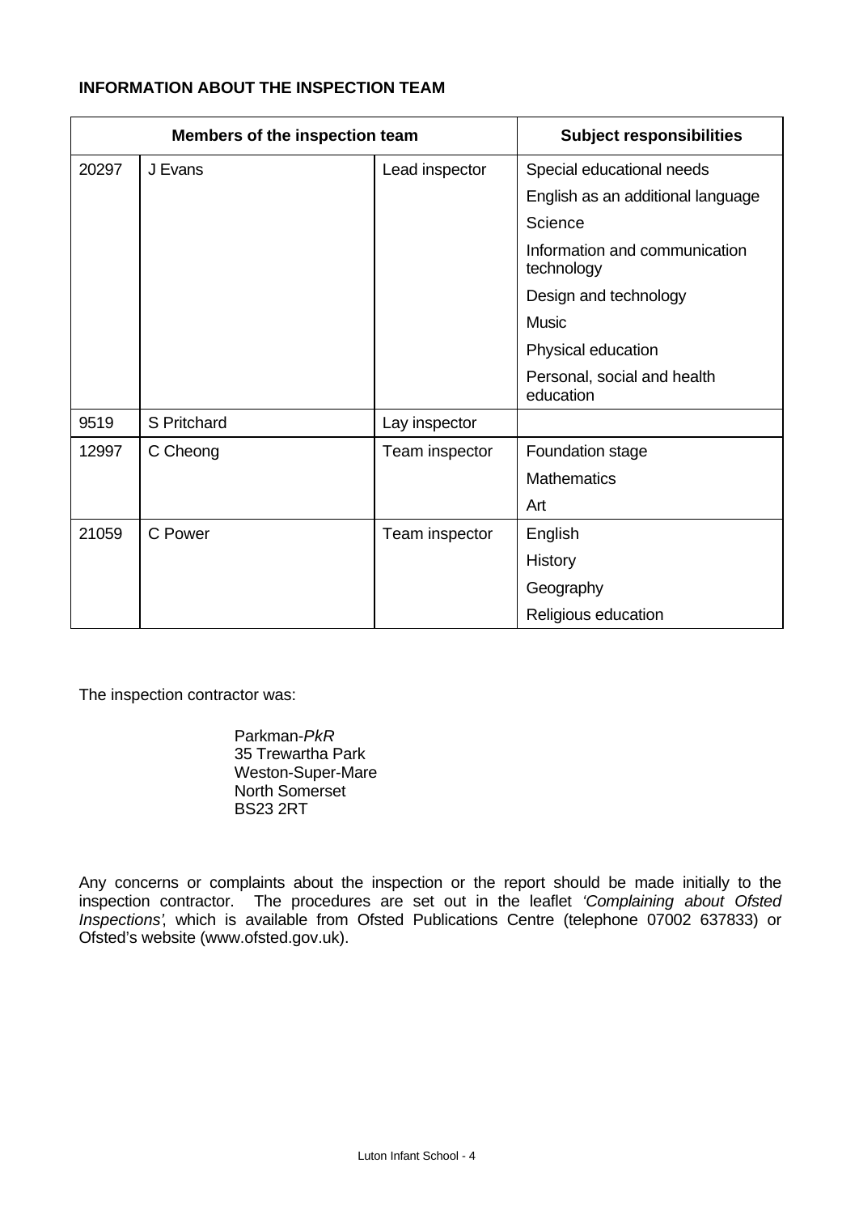**INFORMATION ABOUT THE INSPECTION TEAM**

| Members of the inspection team | | | Subject responsibilities |
|---|---|---|---|
| 20297 | J Evans | Lead inspector | Special educational needs |
| | | | English as an additional language |
| | | | Science |
| | | | Information and communication technology |
| | | | Design and technology |
| | | | Music |
| | | | Physical education |
| | | | Personal, social and health education |
| 9519 | S Pritchard | Lay inspector | |
| 12997 | C Cheong | Team inspector | Foundation stage |
| | | | Mathematics |
| | | | Art |
| 21059 | C Power | Team inspector | English |
| | | | History |
| | | | Geography |
| | | | Religious education |

The inspection contractor was:

Parkman-*PkR*
35 Trewartha Park
Weston-Super-Mare
North Somerset
BS23 2RT

Any concerns or complaints about the inspection or the report should be made initially to the inspection contractor. The procedures are set out in the leaflet *'Complaining about Ofsted Inspections'*, which is available from Ofsted Publications Centre (telephone 07002 637833) or Ofsted's website (www.ofsted.gov.uk).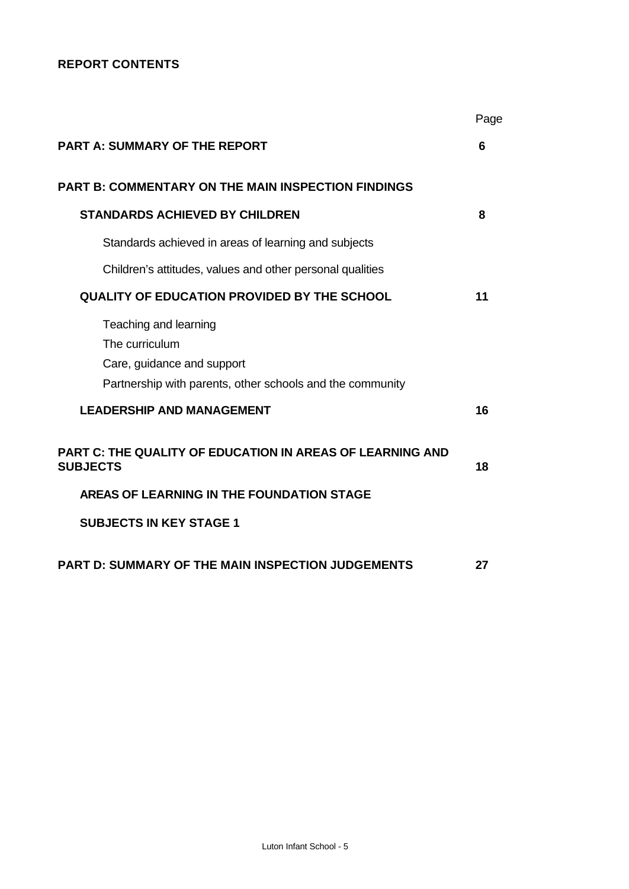# REPORT CONTENTS

| | Page |
|---|---|
| **PART A: SUMMARY OF THE REPORT** | **6** |
| **PART B: COMMENTARY ON THE MAIN INSPECTION FINDINGS** | |
| **STANDARDS ACHIEVED BY CHILDREN** | **8** |
| Standards achieved in areas of learning and subjects | |
| Children's attitudes, values and other personal qualities | |
| **QUALITY OF EDUCATION PROVIDED BY THE SCHOOL** | **11** |
| Teaching and learning<br>The curriculum<br>Care, guidance and support<br>Partnership with parents, other schools and the community | |
| **LEADERSHIP AND MANAGEMENT** | **16** |
| **PART C: THE QUALITY OF EDUCATION IN AREAS OF LEARNING AND SUBJECTS** | **18** |
| **AREAS OF LEARNING IN THE FOUNDATION STAGE** | |
| **SUBJECTS IN KEY STAGE 1** | |
| **PART D: SUMMARY OF THE MAIN INSPECTION JUDGEMENTS** | **27** |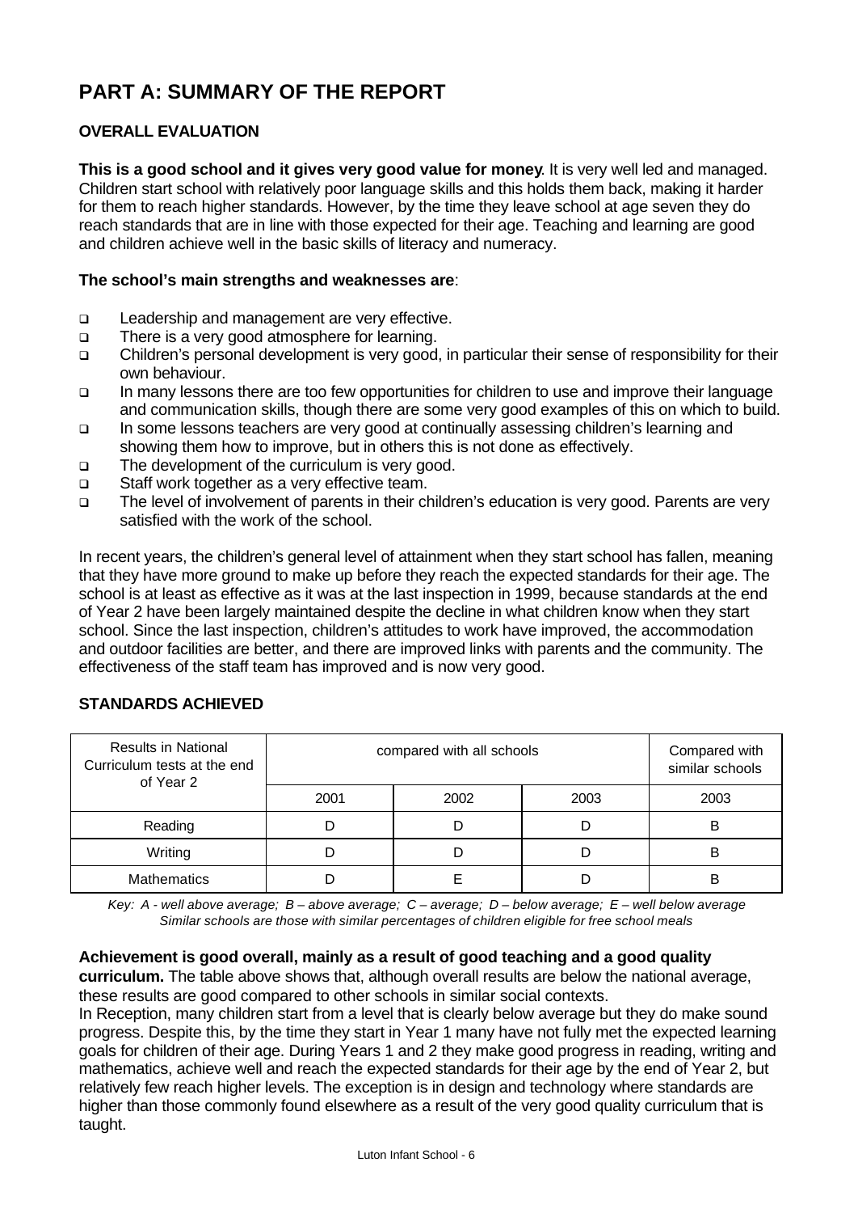# PART A: SUMMARY OF THE REPORT

## OVERALL EVALUATION

**This is a good school and it gives very good value for money**. It is very well led and managed. Children start school with relatively poor language skills and this holds them back, making it harder for them to reach higher standards. However, by the time they leave school at age seven they do reach standards that are in line with those expected for their age. Teaching and learning are good and children achieve well in the basic skills of literacy and numeracy.

**The school's main strengths and weaknesses are**:

- Leadership and management are very effective.
- There is a very good atmosphere for learning.
- Children's personal development is very good, in particular their sense of responsibility for their own behaviour.
- In many lessons there are too few opportunities for children to use and improve their language and communication skills, though there are some very good examples of this on which to build.
- In some lessons teachers are very good at continually assessing children's learning and showing them how to improve, but in others this is not done as effectively.
- The development of the curriculum is very good.
- Staff work together as a very effective team.
- The level of involvement of parents in their children's education is very good. Parents are very satisfied with the work of the school.

In recent years, the children's general level of attainment when they start school has fallen, meaning that they have more ground to make up before they reach the expected standards for their age. The school is at least as effective as it was at the last inspection in 1999, because standards at the end of Year 2 have been largely maintained despite the decline in what children know when they start school. Since the last inspection, children's attitudes to work have improved, the accommodation and outdoor facilities are better, and there are improved links with parents and the community. The effectiveness of the staff team has improved and is now very good.

## STANDARDS ACHIEVED

| Results in National Curriculum tests at the end of Year 2 | compared with all schools | | | Compared with similar schools |
|---|---|---|---|---|
| | 2001 | 2002 | 2003 | 2003 |
| Reading | D | D | D | B |
| Writing | D | D | D | B |
| Mathematics | D | E | D | B |

*Key: A - well above average; B – above average; C – average; D – below average; E – well below average*
*Similar schools are those with similar percentages of children eligible for free school meals*

**Achievement is good overall, mainly as a result of good teaching and a good quality curriculum.** The table above shows that, although overall results are below the national average, these results are good compared to other schools in similar social contexts.

In Reception, many children start from a level that is clearly below average but they do make sound progress. Despite this, by the time they start in Year 1 many have not fully met the expected learning goals for children of their age. During Years 1 and 2 they make good progress in reading, writing and mathematics, achieve well and reach the expected standards for their age by the end of Year 2, but relatively few reach higher levels. The exception is in design and technology where standards are higher than those commonly found elsewhere as a result of the very good quality curriculum that is taught.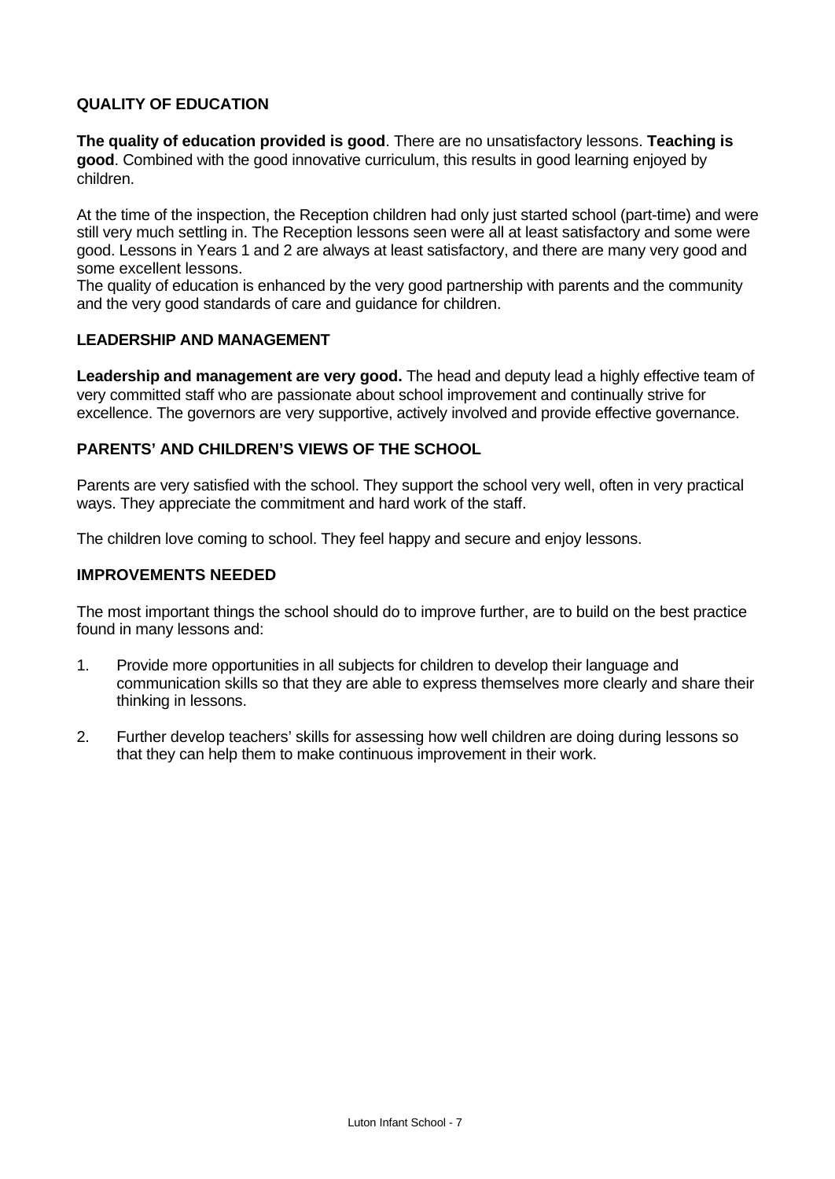### QUALITY OF EDUCATION

**The quality of education provided is good**. There are no unsatisfactory lessons. **Teaching is good**. Combined with the good innovative curriculum, this results in good learning enjoyed by children.

At the time of the inspection, the Reception children had only just started school (part-time) and were still very much settling in. The Reception lessons seen were all at least satisfactory and some were good. Lessons in Years 1 and 2 are always at least satisfactory, and there are many very good and some excellent lessons.
The quality of education is enhanced by the very good partnership with parents and the community and the very good standards of care and guidance for children.

### LEADERSHIP AND MANAGEMENT

**Leadership and management are very good.** The head and deputy lead a highly effective team of very committed staff who are passionate about school improvement and continually strive for excellence. The governors are very supportive, actively involved and provide effective governance.

### PARENTS' AND CHILDREN'S VIEWS OF THE SCHOOL

Parents are very satisfied with the school. They support the school very well, often in very practical ways. They appreciate the commitment and hard work of the staff.

The children love coming to school. They feel happy and secure and enjoy lessons.

### IMPROVEMENTS NEEDED

The most important things the school should do to improve further, are to build on the best practice found in many lessons and:

1. Provide more opportunities in all subjects for children to develop their language and communication skills so that they are able to express themselves more clearly and share their thinking in lessons.

2. Further develop teachers' skills for assessing how well children are doing during lessons so that they can help them to make continuous improvement in their work.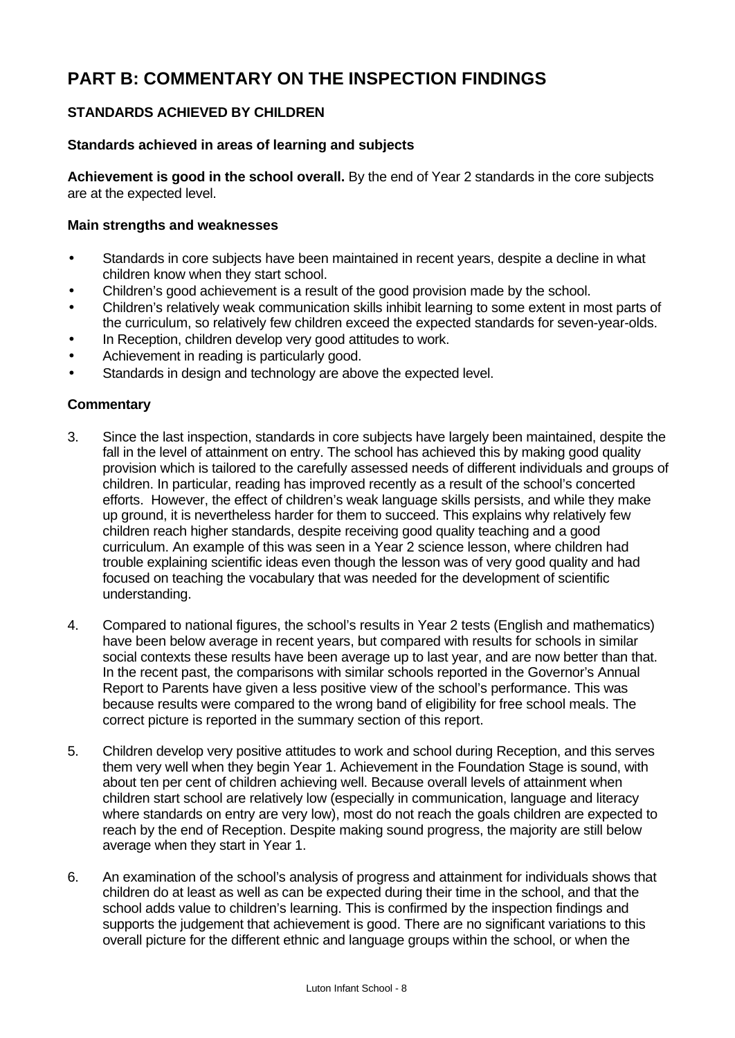# PART B: COMMENTARY ON THE INSPECTION FINDINGS

## STANDARDS ACHIEVED BY CHILDREN

### Standards achieved in areas of learning and subjects

**Achievement is good in the school overall.** By the end of Year 2 standards in the core subjects are at the expected level.

#### Main strengths and weaknesses

- Standards in core subjects have been maintained in recent years, despite a decline in what children know when they start school.
- Children's good achievement is a result of the good provision made by the school.
- Children's relatively weak communication skills inhibit learning to some extent in most parts of the curriculum, so relatively few children exceed the expected standards for seven-year-olds.
- In Reception, children develop very good attitudes to work.
- Achievement in reading is particularly good.
- Standards in design and technology are above the expected level.

#### Commentary

3. Since the last inspection, standards in core subjects have largely been maintained, despite the fall in the level of attainment on entry. The school has achieved this by making good quality provision which is tailored to the carefully assessed needs of different individuals and groups of children. In particular, reading has improved recently as a result of the school's concerted efforts. However, the effect of children's weak language skills persists, and while they make up ground, it is nevertheless harder for them to succeed. This explains why relatively few children reach higher standards, despite receiving good quality teaching and a good curriculum. An example of this was seen in a Year 2 science lesson, where children had trouble explaining scientific ideas even though the lesson was of very good quality and had focused on teaching the vocabulary that was needed for the development of scientific understanding.

4. Compared to national figures, the school's results in Year 2 tests (English and mathematics) have been below average in recent years, but compared with results for schools in similar social contexts these results have been average up to last year, and are now better than that. In the recent past, the comparisons with similar schools reported in the Governor's Annual Report to Parents have given a less positive view of the school's performance. This was because results were compared to the wrong band of eligibility for free school meals. The correct picture is reported in the summary section of this report.

5. Children develop very positive attitudes to work and school during Reception, and this serves them very well when they begin Year 1. Achievement in the Foundation Stage is sound, with about ten per cent of children achieving well. Because overall levels of attainment when children start school are relatively low (especially in communication, language and literacy where standards on entry are very low), most do not reach the goals children are expected to reach by the end of Reception. Despite making sound progress, the majority are still below average when they start in Year 1.

6. An examination of the school's analysis of progress and attainment for individuals shows that children do at least as well as can be expected during their time in the school, and that the school adds value to children's learning. This is confirmed by the inspection findings and supports the judgement that achievement is good. There are no significant variations to this overall picture for the different ethnic and language groups within the school, or when the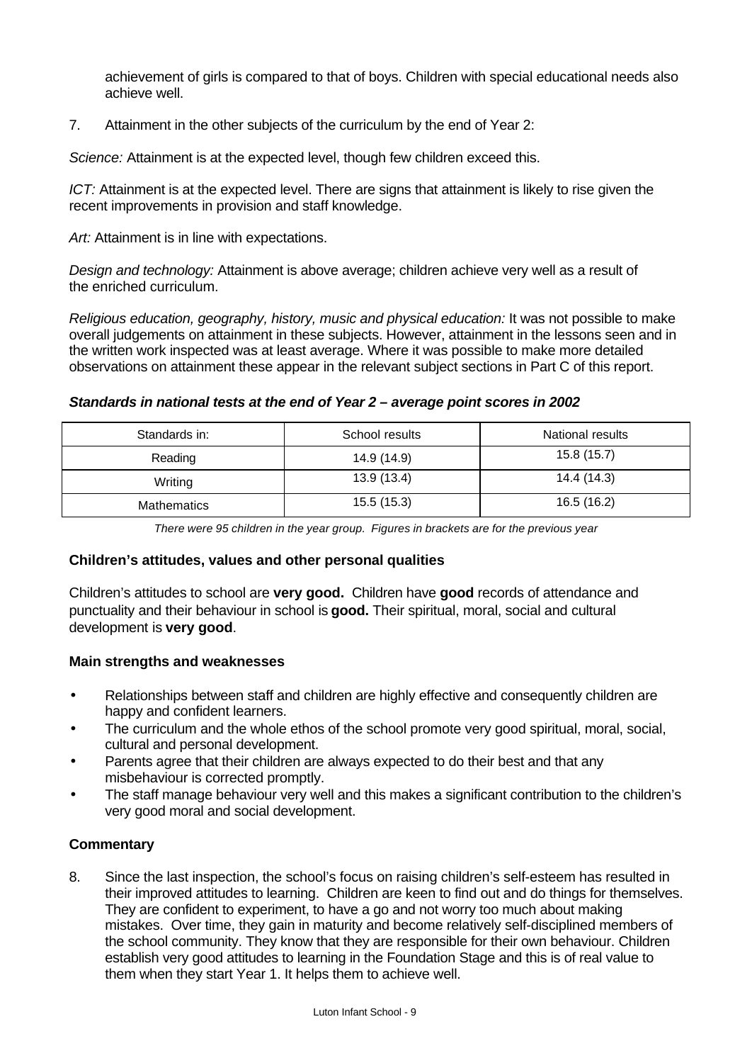achievement of girls is compared to that of boys. Children with special educational needs also achieve well.

7. Attainment in the other subjects of the curriculum by the end of Year 2:

*Science:* Attainment is at the expected level, though few children exceed this.

*ICT:* Attainment is at the expected level. There are signs that attainment is likely to rise given the recent improvements in provision and staff knowledge.

*Art:* Attainment is in line with expectations.

*Design and technology:* Attainment is above average; children achieve very well as a result of the enriched curriculum.

*Religious education, geography, history, music and physical education:* It was not possible to make overall judgements on attainment in these subjects. However, attainment in the lessons seen and in the written work inspected was at least average. Where it was possible to make more detailed observations on attainment these appear in the relevant subject sections in Part C of this report.

***Standards in national tests at the end of Year 2 – average point scores in 2002***

| Standards in: | School results | National results |
|---|---|---|
| Reading | 14.9 (14.9) | 15.8 (15.7) |
| Writing | 13.9 (13.4) | 14.4 (14.3) |
| Mathematics | 15.5 (15.3) | 16.5 (16.2) |

*There were 95 children in the year group. Figures in brackets are for the previous year*

**Children's attitudes, values and other personal qualities**

Children's attitudes to school are **very good.** Children have **good** records of attendance and punctuality and their behaviour in school is **good.** Their spiritual, moral, social and cultural development is **very good**.

**Main strengths and weaknesses**

- Relationships between staff and children are highly effective and consequently children are happy and confident learners.
- The curriculum and the whole ethos of the school promote very good spiritual, moral, social, cultural and personal development.
- Parents agree that their children are always expected to do their best and that any misbehaviour is corrected promptly.
- The staff manage behaviour very well and this makes a significant contribution to the children's very good moral and social development.

**Commentary**

8. Since the last inspection, the school's focus on raising children's self-esteem has resulted in their improved attitudes to learning. Children are keen to find out and do things for themselves. They are confident to experiment, to have a go and not worry too much about making mistakes. Over time, they gain in maturity and become relatively self-disciplined members of the school community. They know that they are responsible for their own behaviour. Children establish very good attitudes to learning in the Foundation Stage and this is of real value to them when they start Year 1. It helps them to achieve well.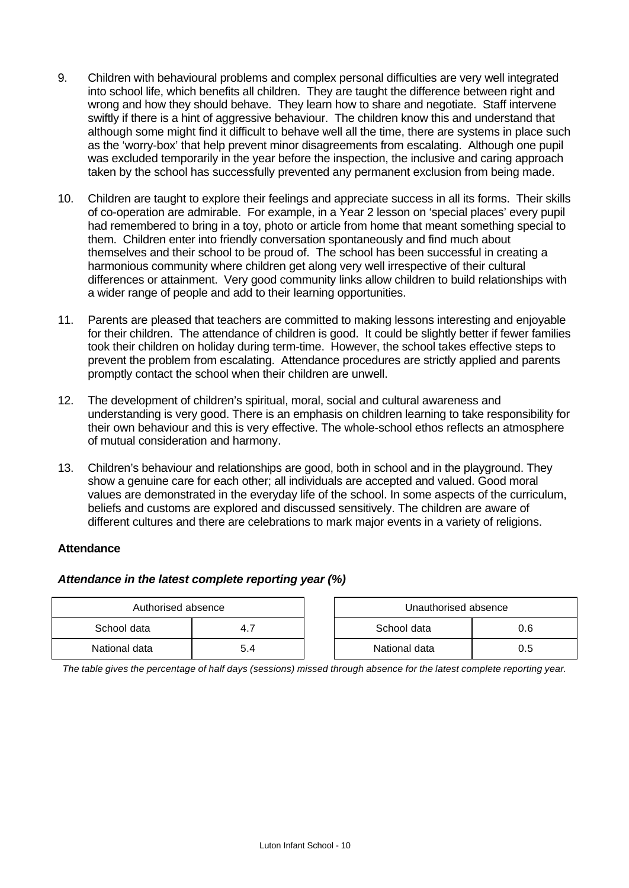9. Children with behavioural problems and complex personal difficulties are very well integrated into school life, which benefits all children. They are taught the difference between right and wrong and how they should behave. They learn how to share and negotiate. Staff intervene swiftly if there is a hint of aggressive behaviour. The children know this and understand that although some might find it difficult to behave well all the time, there are systems in place such as the 'worry-box' that help prevent minor disagreements from escalating. Although one pupil was excluded temporarily in the year before the inspection, the inclusive and caring approach taken by the school has successfully prevented any permanent exclusion from being made.

10. Children are taught to explore their feelings and appreciate success in all its forms. Their skills of co-operation are admirable. For example, in a Year 2 lesson on 'special places' every pupil had remembered to bring in a toy, photo or article from home that meant something special to them. Children enter into friendly conversation spontaneously and find much about themselves and their school to be proud of. The school has been successful in creating a harmonious community where children get along very well irrespective of their cultural differences or attainment. Very good community links allow children to build relationships with a wider range of people and add to their learning opportunities.

11. Parents are pleased that teachers are committed to making lessons interesting and enjoyable for their children. The attendance of children is good. It could be slightly better if fewer families took their children on holiday during term-time. However, the school takes effective steps to prevent the problem from escalating. Attendance procedures are strictly applied and parents promptly contact the school when their children are unwell.

12. The development of children's spiritual, moral, social and cultural awareness and understanding is very good. There is an emphasis on children learning to take responsibility for their own behaviour and this is very effective. The whole-school ethos reflects an atmosphere of mutual consideration and harmony.

13. Children's behaviour and relationships are good, both in school and in the playground. They show a genuine care for each other; all individuals are accepted and valued. Good moral values are demonstrated in the everyday life of the school. In some aspects of the curriculum, beliefs and customs are explored and discussed sensitively. The children are aware of different cultures and there are celebrations to mark major events in a variety of religions.

**Attendance**

***Attendance in the latest complete reporting year (%)***

| Authorised absence | |
|---|---|
| School data | 4.7 |
| National data | 5.4 |

| Unauthorised absence | |
|---|---|
| School data | 0.6 |
| National data | 0.5 |

*The table gives the percentage of half days (sessions) missed through absence for the latest complete reporting year.*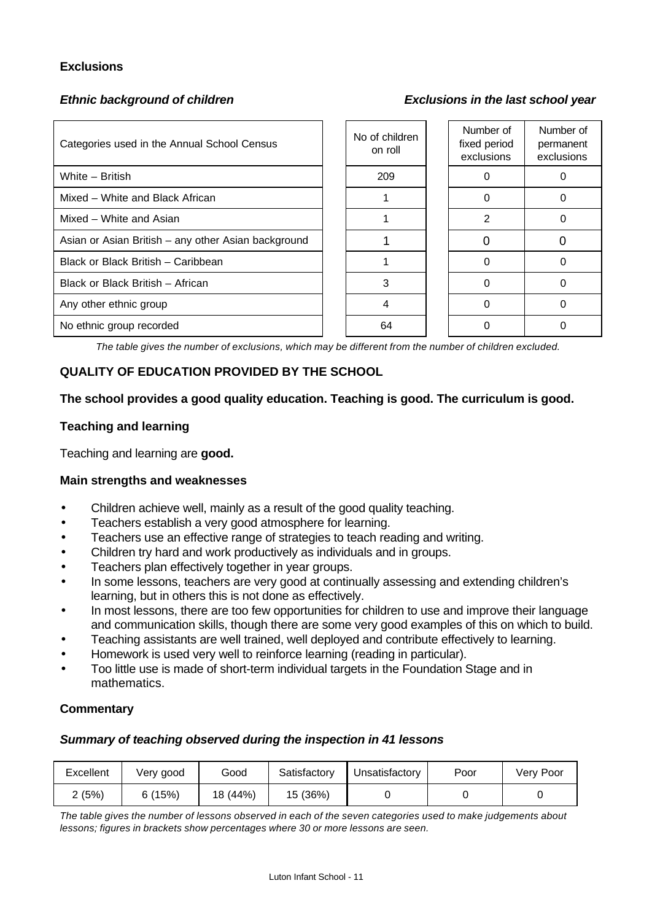### Exclusions

***Ethnic background of children*** ***Exclusions in the last school year***

| Categories used in the Annual School Census | No of children on roll | Number of fixed period exclusions | Number of permanent exclusions |
|---|---|---|---|
| White – British | 209 | 0 | 0 |
| Mixed – White and Black African | 1 | 0 | 0 |
| Mixed – White and Asian | 1 | 2 | 0 |
| Asian or Asian British – any other Asian background | 1 | 0 | 0 |
| Black or Black British – Caribbean | 1 | 0 | 0 |
| Black or Black British – African | 3 | 0 | 0 |
| Any other ethnic group | 4 | 0 | 0 |
| No ethnic group recorded | 64 | 0 | 0 |

*The table gives the number of exclusions, which may be different from the number of children excluded.*

## QUALITY OF EDUCATION PROVIDED BY THE SCHOOL

**The school provides a good quality education. Teaching is good. The curriculum is good.**

### Teaching and learning

Teaching and learning are **good.**

### Main strengths and weaknesses

- Children achieve well, mainly as a result of the good quality teaching.
- Teachers establish a very good atmosphere for learning.
- Teachers use an effective range of strategies to teach reading and writing.
- Children try hard and work productively as individuals and in groups.
- Teachers plan effectively together in year groups.
- In some lessons, teachers are very good at continually assessing and extending children's learning, but in others this is not done as effectively.
- In most lessons, there are too few opportunities for children to use and improve their language and communication skills, though there are some very good examples of this on which to build.
- Teaching assistants are well trained, well deployed and contribute effectively to learning.
- Homework is used very well to reinforce learning (reading in particular).
- Too little use is made of short-term individual targets in the Foundation Stage and in mathematics.

### Commentary

***Summary of teaching observed during the inspection in 41 lessons***

| Excellent | Very good | Good | Satisfactory | Unsatisfactory | Poor | Very Poor |
|---|---|---|---|---|---|---|
| 2 (5%) | 6 (15%) | 18 (44%) | 15 (36%) | 0 | 0 | 0 |

*The table gives the number of lessons observed in each of the seven categories used to make judgements about lessons; figures in brackets show percentages where 30 or more lessons are seen.*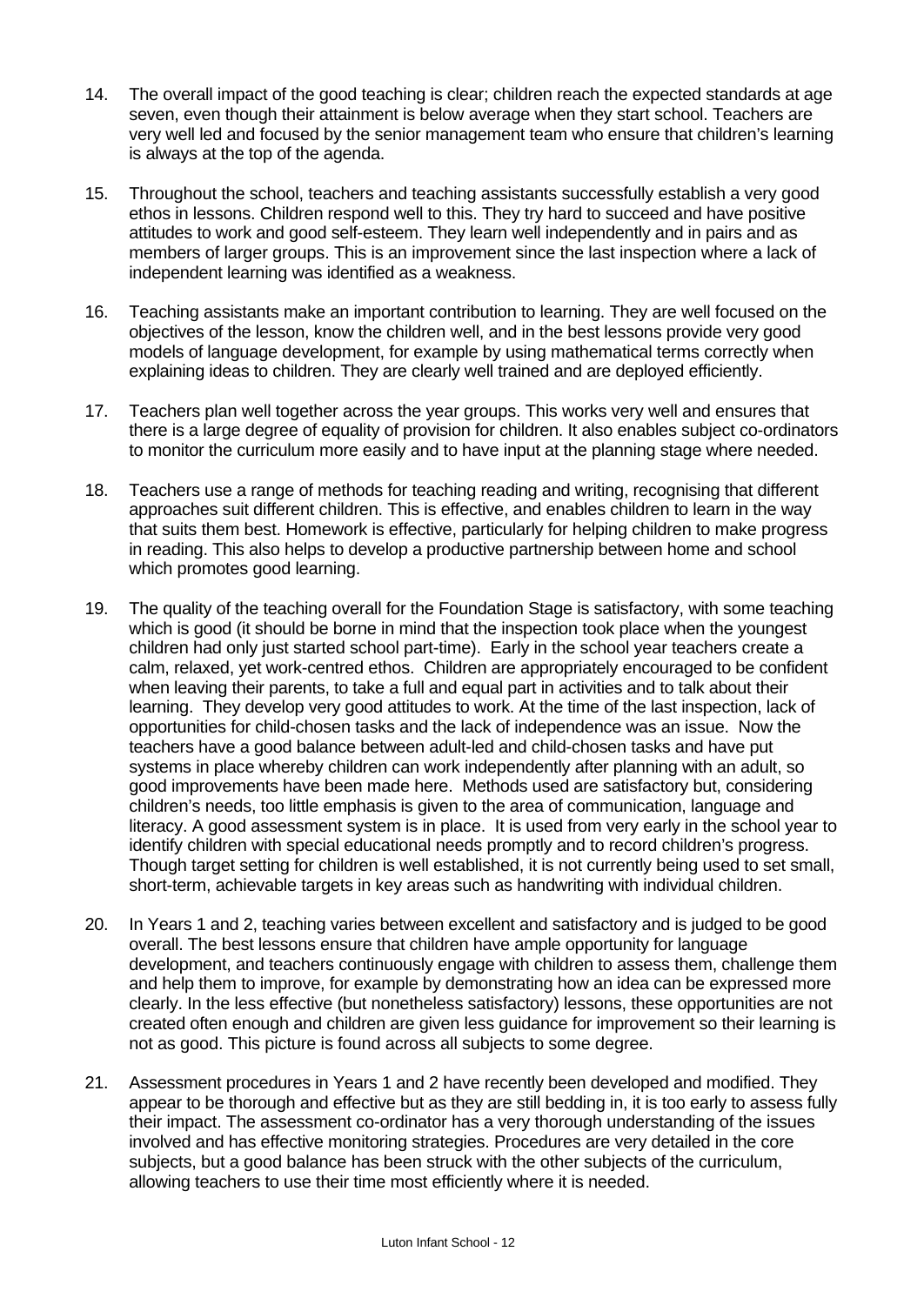14. The overall impact of the good teaching is clear; children reach the expected standards at age seven, even though their attainment is below average when they start school. Teachers are very well led and focused by the senior management team who ensure that children's learning is always at the top of the agenda.

15. Throughout the school, teachers and teaching assistants successfully establish a very good ethos in lessons. Children respond well to this. They try hard to succeed and have positive attitudes to work and good self-esteem. They learn well independently and in pairs and as members of larger groups. This is an improvement since the last inspection where a lack of independent learning was identified as a weakness.

16. Teaching assistants make an important contribution to learning. They are well focused on the objectives of the lesson, know the children well, and in the best lessons provide very good models of language development, for example by using mathematical terms correctly when explaining ideas to children. They are clearly well trained and are deployed efficiently.

17. Teachers plan well together across the year groups. This works very well and ensures that there is a large degree of equality of provision for children. It also enables subject co-ordinators to monitor the curriculum more easily and to have input at the planning stage where needed.

18. Teachers use a range of methods for teaching reading and writing, recognising that different approaches suit different children. This is effective, and enables children to learn in the way that suits them best. Homework is effective, particularly for helping children to make progress in reading. This also helps to develop a productive partnership between home and school which promotes good learning.

19. The quality of the teaching overall for the Foundation Stage is satisfactory, with some teaching which is good (it should be borne in mind that the inspection took place when the youngest children had only just started school part-time). Early in the school year teachers create a calm, relaxed, yet work-centred ethos. Children are appropriately encouraged to be confident when leaving their parents, to take a full and equal part in activities and to talk about their learning. They develop very good attitudes to work. At the time of the last inspection, lack of opportunities for child-chosen tasks and the lack of independence was an issue. Now the teachers have a good balance between adult-led and child-chosen tasks and have put systems in place whereby children can work independently after planning with an adult, so good improvements have been made here. Methods used are satisfactory but, considering children's needs, too little emphasis is given to the area of communication, language and literacy. A good assessment system is in place. It is used from very early in the school year to identify children with special educational needs promptly and to record children's progress. Though target setting for children is well established, it is not currently being used to set small, short-term, achievable targets in key areas such as handwriting with individual children.

20. In Years 1 and 2, teaching varies between excellent and satisfactory and is judged to be good overall. The best lessons ensure that children have ample opportunity for language development, and teachers continuously engage with children to assess them, challenge them and help them to improve, for example by demonstrating how an idea can be expressed more clearly. In the less effective (but nonetheless satisfactory) lessons, these opportunities are not created often enough and children are given less guidance for improvement so their learning is not as good. This picture is found across all subjects to some degree.

21. Assessment procedures in Years 1 and 2 have recently been developed and modified. They appear to be thorough and effective but as they are still bedding in, it is too early to assess fully their impact. The assessment co-ordinator has a very thorough understanding of the issues involved and has effective monitoring strategies. Procedures are very detailed in the core subjects, but a good balance has been struck with the other subjects of the curriculum, allowing teachers to use their time most efficiently where it is needed.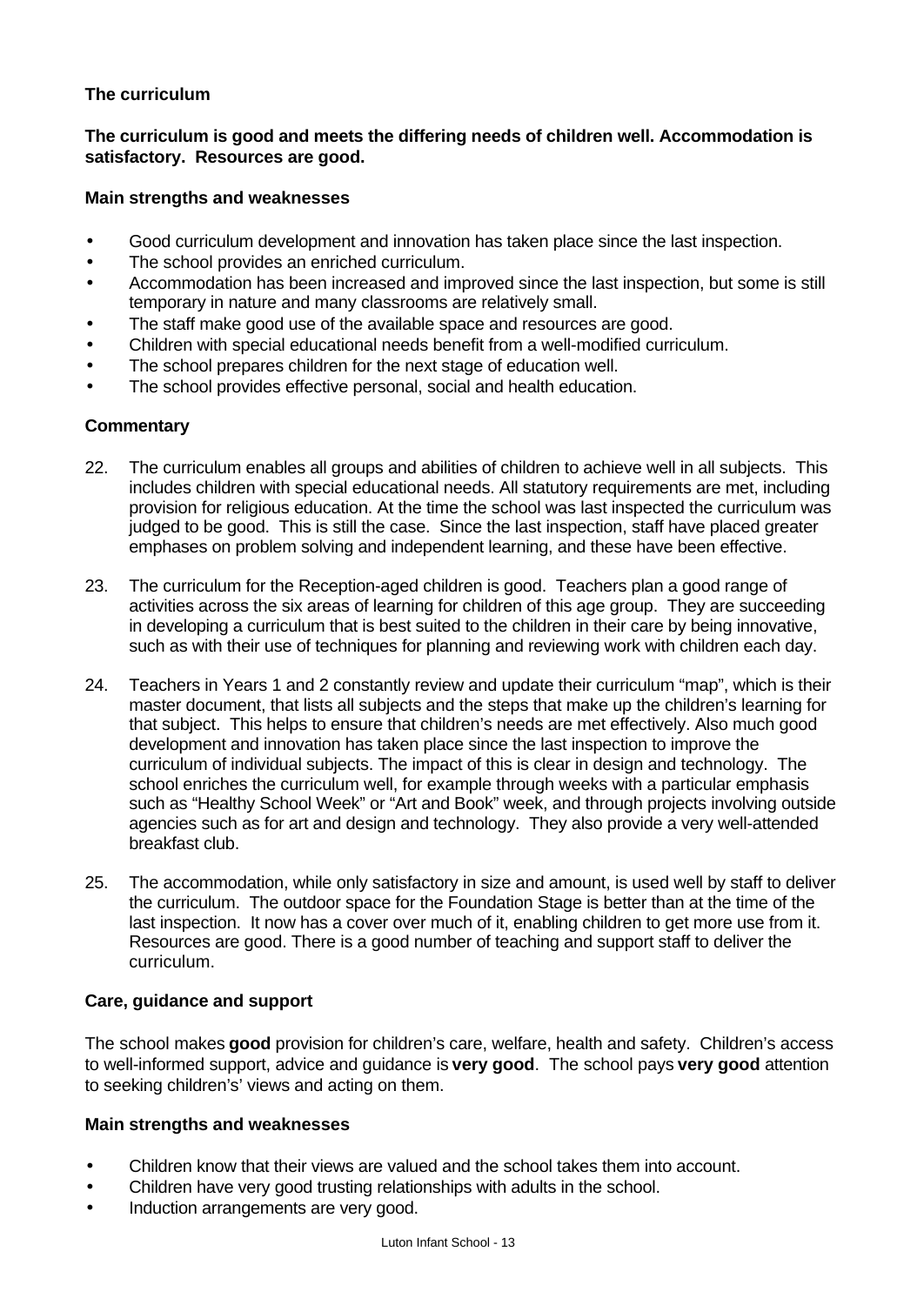### The curriculum

**The curriculum is good and meets the differing needs of children well. Accommodation is satisfactory. Resources are good.**

#### Main strengths and weaknesses

- Good curriculum development and innovation has taken place since the last inspection.
- The school provides an enriched curriculum.
- Accommodation has been increased and improved since the last inspection, but some is still temporary in nature and many classrooms are relatively small.
- The staff make good use of the available space and resources are good.
- Children with special educational needs benefit from a well-modified curriculum.
- The school prepares children for the next stage of education well.
- The school provides effective personal, social and health education.

#### Commentary

22. The curriculum enables all groups and abilities of children to achieve well in all subjects. This includes children with special educational needs. All statutory requirements are met, including provision for religious education. At the time the school was last inspected the curriculum was judged to be good. This is still the case. Since the last inspection, staff have placed greater emphases on problem solving and independent learning, and these have been effective.

23. The curriculum for the Reception-aged children is good. Teachers plan a good range of activities across the six areas of learning for children of this age group. They are succeeding in developing a curriculum that is best suited to the children in their care by being innovative, such as with their use of techniques for planning and reviewing work with children each day.

24. Teachers in Years 1 and 2 constantly review and update their curriculum "map", which is their master document, that lists all subjects and the steps that make up the children's learning for that subject. This helps to ensure that children's needs are met effectively. Also much good development and innovation has taken place since the last inspection to improve the curriculum of individual subjects. The impact of this is clear in design and technology. The school enriches the curriculum well, for example through weeks with a particular emphasis such as "Healthy School Week" or "Art and Book" week, and through projects involving outside agencies such as for art and design and technology. They also provide a very well-attended breakfast club.

25. The accommodation, while only satisfactory in size and amount, is used well by staff to deliver the curriculum. The outdoor space for the Foundation Stage is better than at the time of the last inspection. It now has a cover over much of it, enabling children to get more use from it. Resources are good. There is a good number of teaching and support staff to deliver the curriculum.

### Care, guidance and support

The school makes **good** provision for children's care, welfare, health and safety. Children's access to well-informed support, advice and guidance is **very good**. The school pays **very good** attention to seeking children's' views and acting on them.

#### Main strengths and weaknesses

- Children know that their views are valued and the school takes them into account.
- Children have very good trusting relationships with adults in the school.
- Induction arrangements are very good.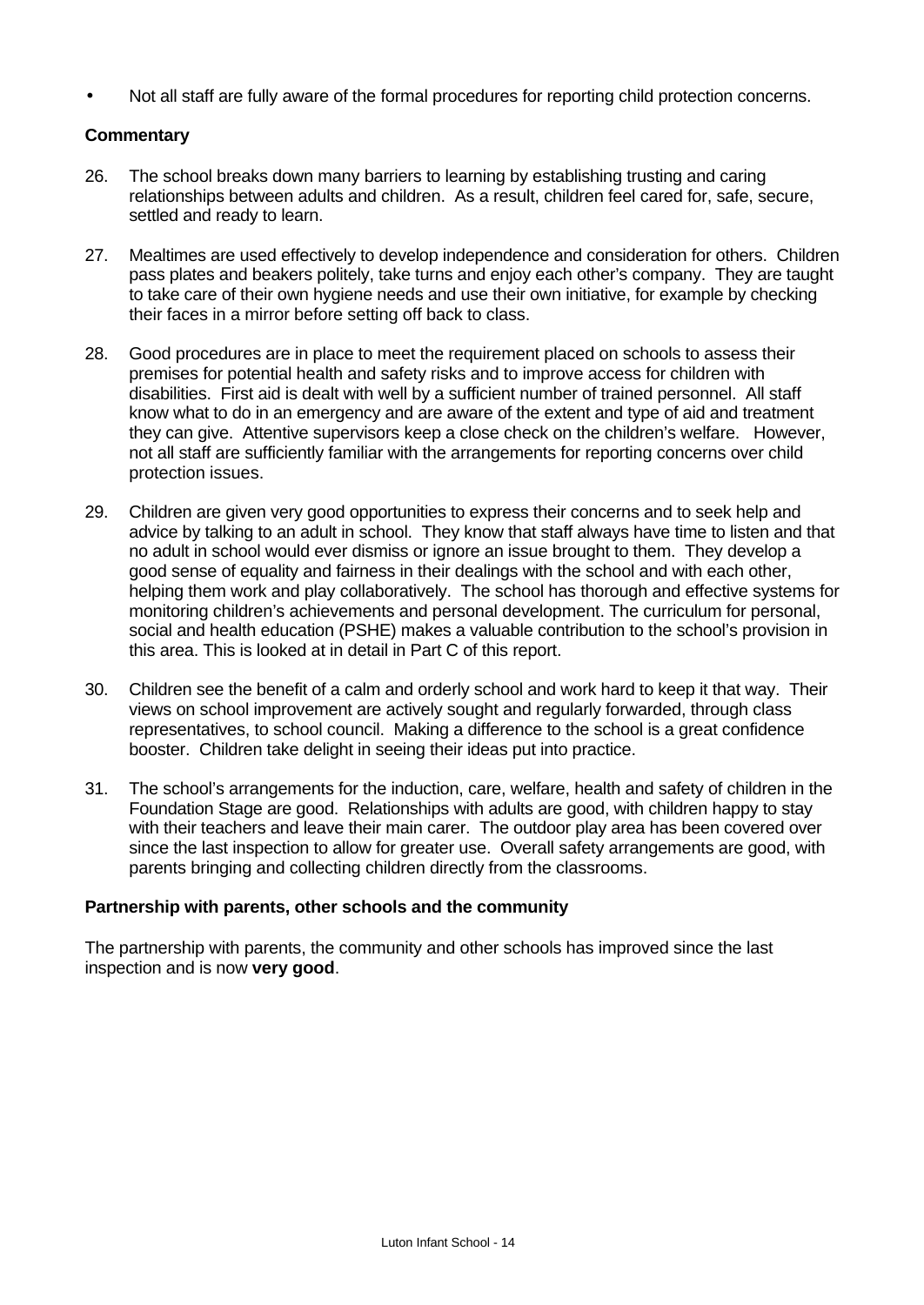- Not all staff are fully aware of the formal procedures for reporting child protection concerns.

**Commentary**

26. The school breaks down many barriers to learning by establishing trusting and caring relationships between adults and children. As a result, children feel cared for, safe, secure, settled and ready to learn.

27. Mealtimes are used effectively to develop independence and consideration for others. Children pass plates and beakers politely, take turns and enjoy each other's company. They are taught to take care of their own hygiene needs and use their own initiative, for example by checking their faces in a mirror before setting off back to class.

28. Good procedures are in place to meet the requirement placed on schools to assess their premises for potential health and safety risks and to improve access for children with disabilities. First aid is dealt with well by a sufficient number of trained personnel. All staff know what to do in an emergency and are aware of the extent and type of aid and treatment they can give. Attentive supervisors keep a close check on the children's welfare. However, not all staff are sufficiently familiar with the arrangements for reporting concerns over child protection issues.

29. Children are given very good opportunities to express their concerns and to seek help and advice by talking to an adult in school. They know that staff always have time to listen and that no adult in school would ever dismiss or ignore an issue brought to them. They develop a good sense of equality and fairness in their dealings with the school and with each other, helping them work and play collaboratively. The school has thorough and effective systems for monitoring children's achievements and personal development. The curriculum for personal, social and health education (PSHE) makes a valuable contribution to the school's provision in this area. This is looked at in detail in Part C of this report.

30. Children see the benefit of a calm and orderly school and work hard to keep it that way. Their views on school improvement are actively sought and regularly forwarded, through class representatives, to school council. Making a difference to the school is a great confidence booster. Children take delight in seeing their ideas put into practice.

31. The school's arrangements for the induction, care, welfare, health and safety of children in the Foundation Stage are good. Relationships with adults are good, with children happy to stay with their teachers and leave their main carer. The outdoor play area has been covered over since the last inspection to allow for greater use. Overall safety arrangements are good, with parents bringing and collecting children directly from the classrooms.

**Partnership with parents, other schools and the community**

The partnership with parents, the community and other schools has improved since the last inspection and is now **very good**.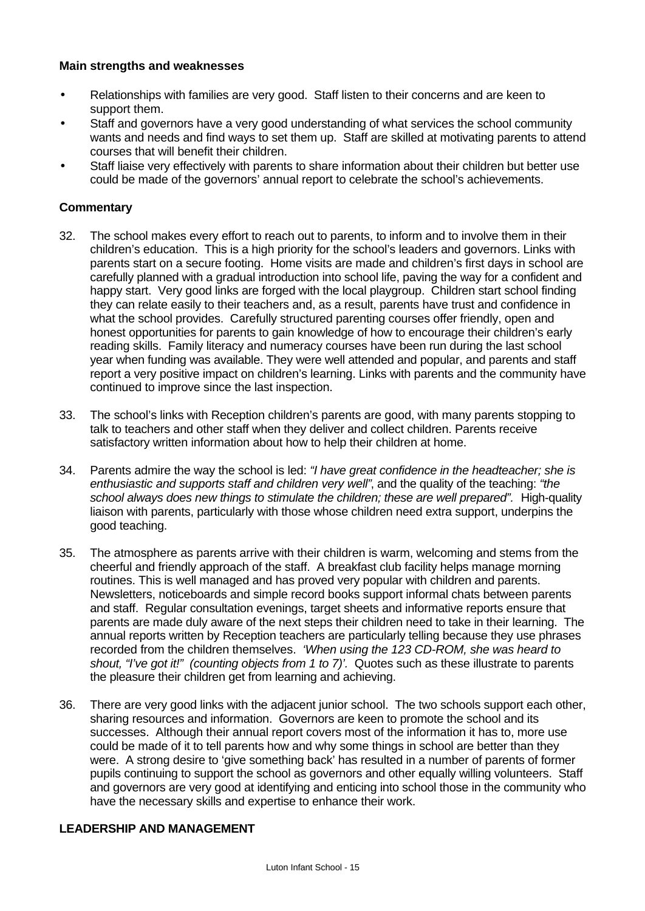**Main strengths and weaknesses**

- Relationships with families are very good. Staff listen to their concerns and are keen to support them.
- Staff and governors have a very good understanding of what services the school community wants and needs and find ways to set them up. Staff are skilled at motivating parents to attend courses that will benefit their children.
- Staff liaise very effectively with parents to share information about their children but better use could be made of the governors' annual report to celebrate the school's achievements.

**Commentary**

32. The school makes every effort to reach out to parents, to inform and to involve them in their children's education. This is a high priority for the school's leaders and governors. Links with parents start on a secure footing. Home visits are made and children's first days in school are carefully planned with a gradual introduction into school life, paving the way for a confident and happy start. Very good links are forged with the local playgroup. Children start school finding they can relate easily to their teachers and, as a result, parents have trust and confidence in what the school provides. Carefully structured parenting courses offer friendly, open and honest opportunities for parents to gain knowledge of how to encourage their children's early reading skills. Family literacy and numeracy courses have been run during the last school year when funding was available. They were well attended and popular, and parents and staff report a very positive impact on children's learning. Links with parents and the community have continued to improve since the last inspection.

33. The school's links with Reception children's parents are good, with many parents stopping to talk to teachers and other staff when they deliver and collect children. Parents receive satisfactory written information about how to help their children at home.

34. Parents admire the way the school is led: *"I have great confidence in the headteacher; she is enthusiastic and supports staff and children very well"*, and the quality of the teaching: *"the school always does new things to stimulate the children; these are well prepared".* High-quality liaison with parents, particularly with those whose children need extra support, underpins the good teaching.

35. The atmosphere as parents arrive with their children is warm, welcoming and stems from the cheerful and friendly approach of the staff. A breakfast club facility helps manage morning routines. This is well managed and has proved very popular with children and parents. Newsletters, noticeboards and simple record books support informal chats between parents and staff. Regular consultation evenings, target sheets and informative reports ensure that parents are made duly aware of the next steps their children need to take in their learning. The annual reports written by Reception teachers are particularly telling because they use phrases recorded from the children themselves. *'When using the 123 CD-ROM, she was heard to shout, "I've got it!" (counting objects from 1 to 7)'.* Quotes such as these illustrate to parents the pleasure their children get from learning and achieving.

36. There are very good links with the adjacent junior school. The two schools support each other, sharing resources and information. Governors are keen to promote the school and its successes. Although their annual report covers most of the information it has to, more use could be made of it to tell parents how and why some things in school are better than they were. A strong desire to 'give something back' has resulted in a number of parents of former pupils continuing to support the school as governors and other equally willing volunteers. Staff and governors are very good at identifying and enticing into school those in the community who have the necessary skills and expertise to enhance their work.

## LEADERSHIP AND MANAGEMENT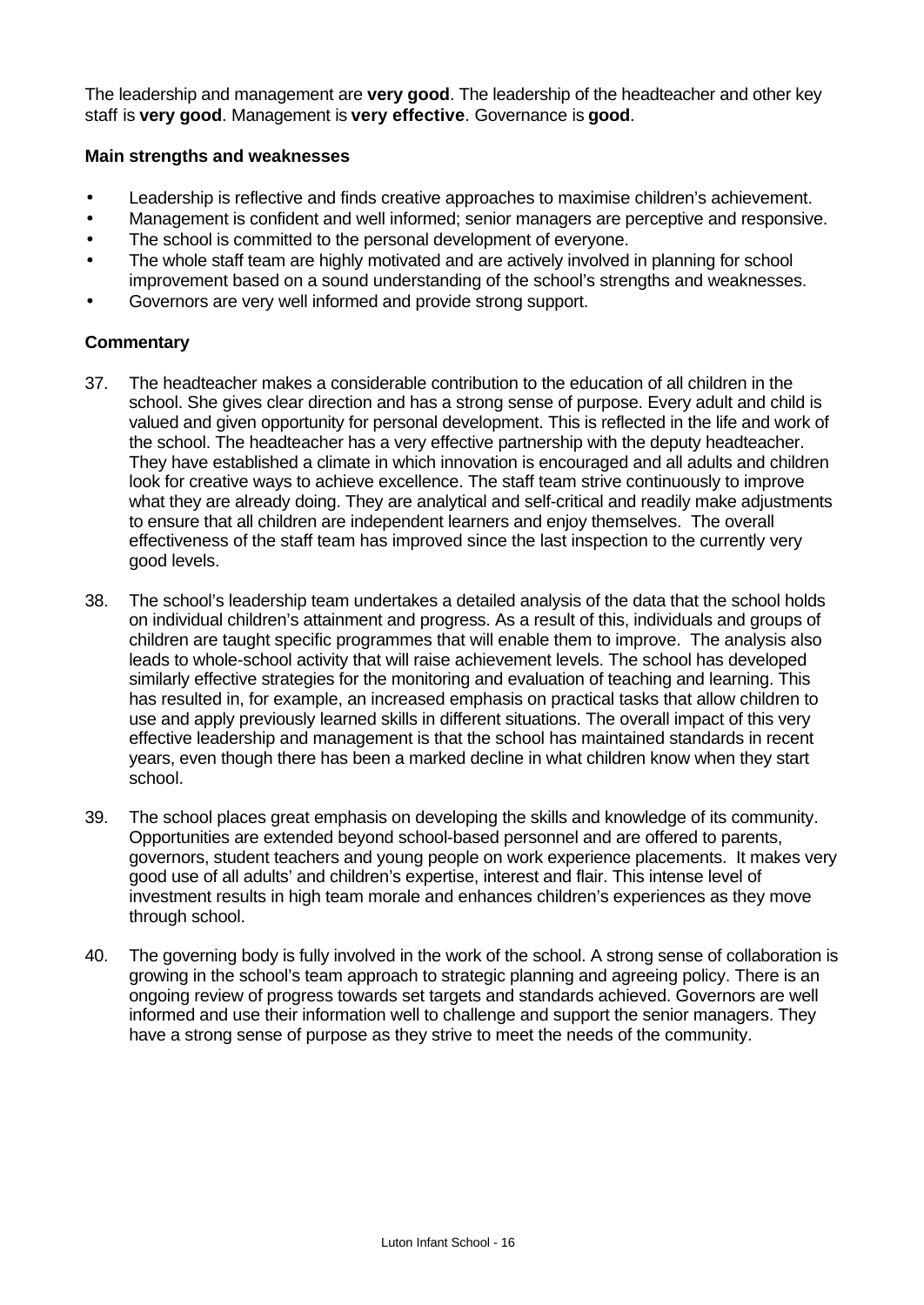The leadership and management are **very good**. The leadership of the headteacher and other key staff is **very good**. Management is **very effective**. Governance is **good**.

**Main strengths and weaknesses**

- Leadership is reflective and finds creative approaches to maximise children's achievement.
- Management is confident and well informed; senior managers are perceptive and responsive.
- The school is committed to the personal development of everyone.
- The whole staff team are highly motivated and are actively involved in planning for school improvement based on a sound understanding of the school's strengths and weaknesses.
- Governors are very well informed and provide strong support.

**Commentary**

37. The headteacher makes a considerable contribution to the education of all children in the school. She gives clear direction and has a strong sense of purpose. Every adult and child is valued and given opportunity for personal development. This is reflected in the life and work of the school. The headteacher has a very effective partnership with the deputy headteacher. They have established a climate in which innovation is encouraged and all adults and children look for creative ways to achieve excellence. The staff team strive continuously to improve what they are already doing. They are analytical and self-critical and readily make adjustments to ensure that all children are independent learners and enjoy themselves. The overall effectiveness of the staff team has improved since the last inspection to the currently very good levels.

38. The school's leadership team undertakes a detailed analysis of the data that the school holds on individual children's attainment and progress. As a result of this, individuals and groups of children are taught specific programmes that will enable them to improve. The analysis also leads to whole-school activity that will raise achievement levels. The school has developed similarly effective strategies for the monitoring and evaluation of teaching and learning. This has resulted in, for example, an increased emphasis on practical tasks that allow children to use and apply previously learned skills in different situations. The overall impact of this very effective leadership and management is that the school has maintained standards in recent years, even though there has been a marked decline in what children know when they start school.

39. The school places great emphasis on developing the skills and knowledge of its community. Opportunities are extended beyond school-based personnel and are offered to parents, governors, student teachers and young people on work experience placements. It makes very good use of all adults' and children's expertise, interest and flair. This intense level of investment results in high team morale and enhances children's experiences as they move through school.

40. The governing body is fully involved in the work of the school. A strong sense of collaboration is growing in the school's team approach to strategic planning and agreeing policy. There is an ongoing review of progress towards set targets and standards achieved. Governors are well informed and use their information well to challenge and support the senior managers. They have a strong sense of purpose as they strive to meet the needs of the community.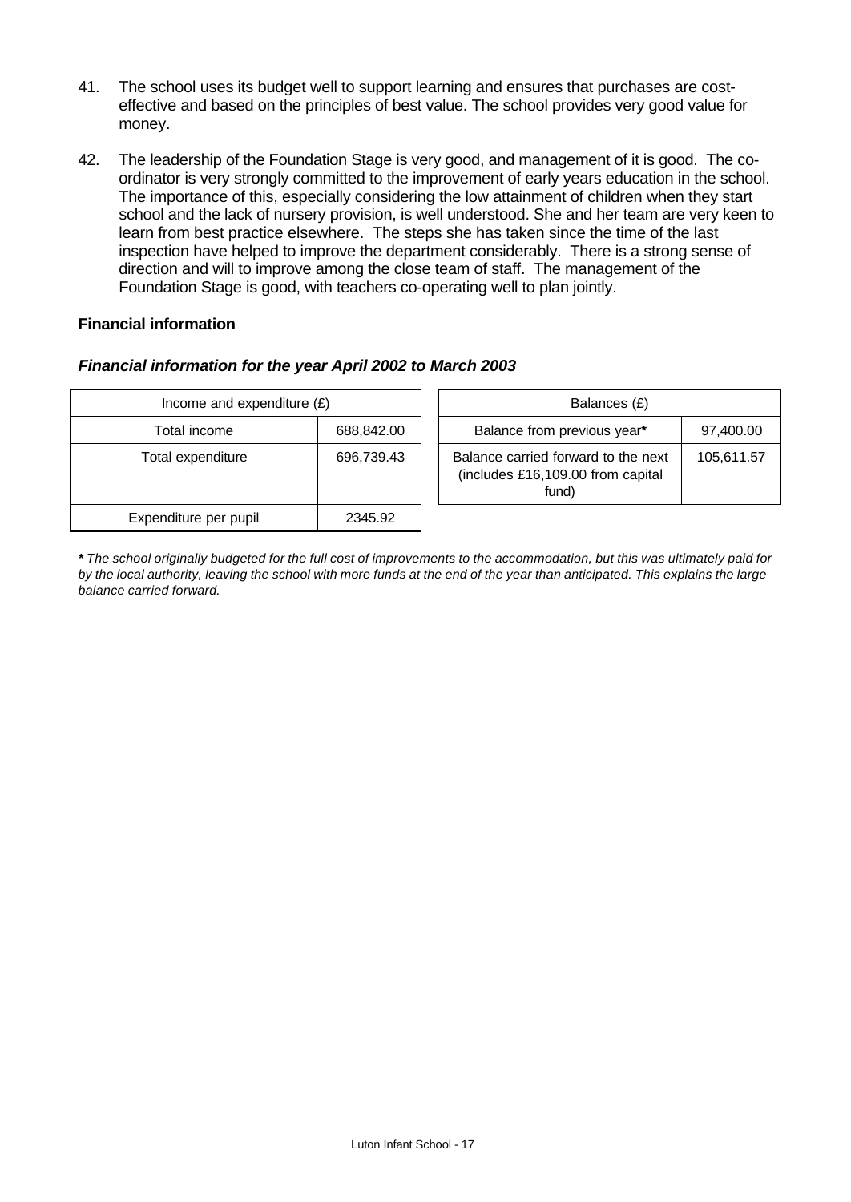41. The school uses its budget well to support learning and ensures that purchases are cost-effective and based on the principles of best value. The school provides very good value for money.

42. The leadership of the Foundation Stage is very good, and management of it is good. The co-ordinator is very strongly committed to the improvement of early years education in the school. The importance of this, especially considering the low attainment of children when they start school and the lack of nursery provision, is well understood. She and her team are very keen to learn from best practice elsewhere. The steps she has taken since the time of the last inspection have helped to improve the department considerably. There is a strong sense of direction and will to improve among the close team of staff. The management of the Foundation Stage is good, with teachers co-operating well to plan jointly.

**Financial information**

***Financial information for the year April 2002 to March 2003***

| Income and expenditure (£) | |
|---|---|
| Total income | 688,842.00 |
| Total expenditure | 696,739.43 |
| Expenditure per pupil | 2345.92 |

| Balances (£) | |
|---|---|
| Balance from previous year* | 97,400.00 |
| Balance carried forward to the next (includes £16,109.00 from capital fund) | 105,611.57 |

****** *The school originally budgeted for the full cost of improvements to the accommodation, but this was ultimately paid for by the local authority, leaving the school with more funds at the end of the year than anticipated. This explains the large balance carried forward.*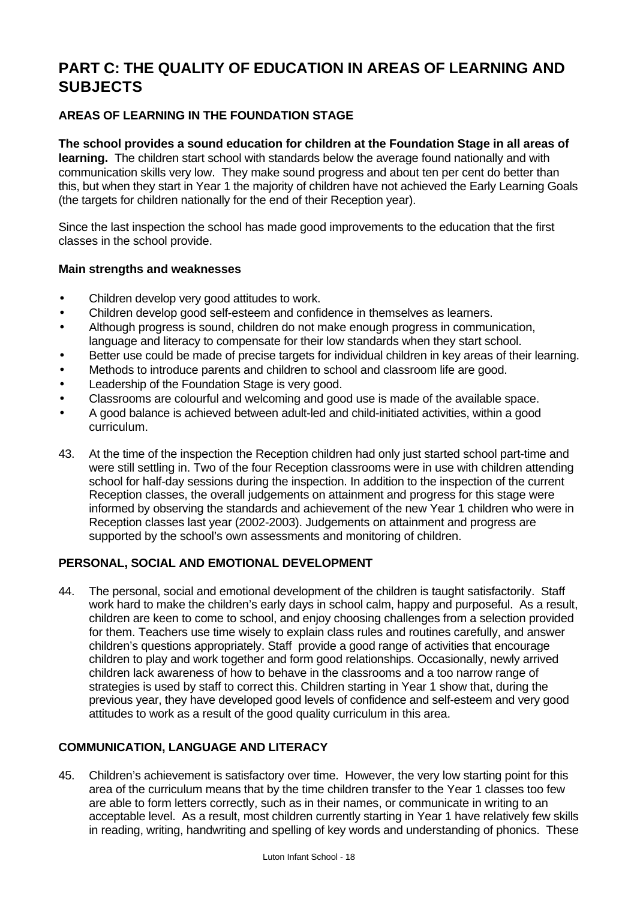# PART C: THE QUALITY OF EDUCATION IN AREAS OF LEARNING AND SUBJECTS

## AREAS OF LEARNING IN THE FOUNDATION STAGE

**The school provides a sound education for children at the Foundation Stage in all areas of learning.** The children start school with standards below the average found nationally and with communication skills very low. They make sound progress and about ten per cent do better than this, but when they start in Year 1 the majority of children have not achieved the Early Learning Goals (the targets for children nationally for the end of their Reception year).

Since the last inspection the school has made good improvements to the education that the first classes in the school provide.

### Main strengths and weaknesses

- Children develop very good attitudes to work.
- Children develop good self-esteem and confidence in themselves as learners.
- Although progress is sound, children do not make enough progress in communication, language and literacy to compensate for their low standards when they start school.
- Better use could be made of precise targets for individual children in key areas of their learning.
- Methods to introduce parents and children to school and classroom life are good.
- Leadership of the Foundation Stage is very good.
- Classrooms are colourful and welcoming and good use is made of the available space.
- A good balance is achieved between adult-led and child-initiated activities, within a good curriculum.

43. At the time of the inspection the Reception children had only just started school part-time and were still settling in. Two of the four Reception classrooms were in use with children attending school for half-day sessions during the inspection. In addition to the inspection of the current Reception classes, the overall judgements on attainment and progress for this stage were informed by observing the standards and achievement of the new Year 1 children who were in Reception classes last year (2002-2003). Judgements on attainment and progress are supported by the school's own assessments and monitoring of children.

## PERSONAL, SOCIAL AND EMOTIONAL DEVELOPMENT

44. The personal, social and emotional development of the children is taught satisfactorily. Staff work hard to make the children's early days in school calm, happy and purposeful. As a result, children are keen to come to school, and enjoy choosing challenges from a selection provided for them. Teachers use time wisely to explain class rules and routines carefully, and answer children's questions appropriately. Staff provide a good range of activities that encourage children to play and work together and form good relationships. Occasionally, newly arrived children lack awareness of how to behave in the classrooms and a too narrow range of strategies is used by staff to correct this. Children starting in Year 1 show that, during the previous year, they have developed good levels of confidence and self-esteem and very good attitudes to work as a result of the good quality curriculum in this area.

## COMMUNICATION, LANGUAGE AND LITERACY

45. Children's achievement is satisfactory over time. However, the very low starting point for this area of the curriculum means that by the time children transfer to the Year 1 classes too few are able to form letters correctly, such as in their names, or communicate in writing to an acceptable level. As a result, most children currently starting in Year 1 have relatively few skills in reading, writing, handwriting and spelling of key words and understanding of phonics. These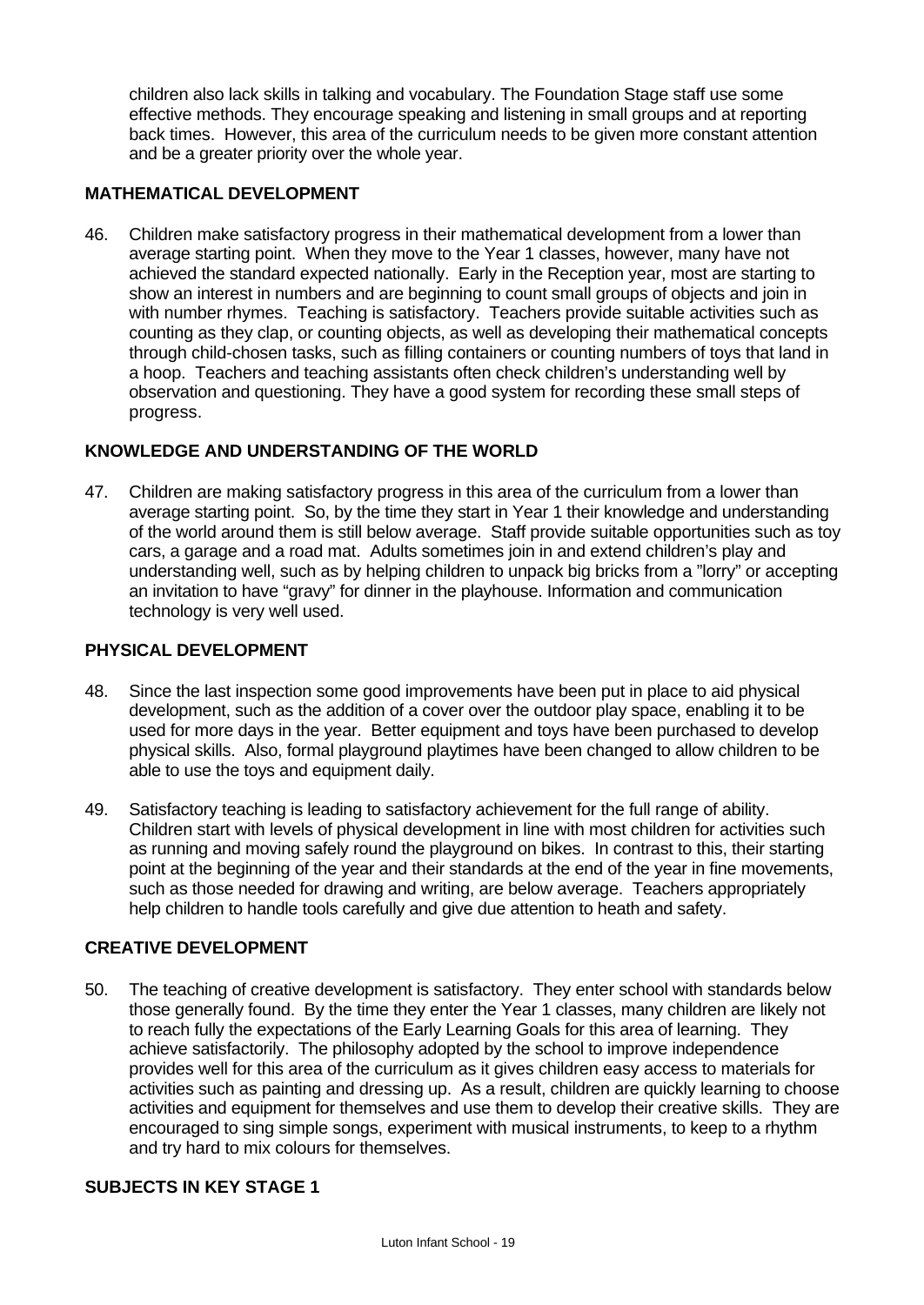children also lack skills in talking and vocabulary. The Foundation Stage staff use some effective methods. They encourage speaking and listening in small groups and at reporting back times. However, this area of the curriculum needs to be given more constant attention and be a greater priority over the whole year.

### MATHEMATICAL DEVELOPMENT

46. Children make satisfactory progress in their mathematical development from a lower than average starting point. When they move to the Year 1 classes, however, many have not achieved the standard expected nationally. Early in the Reception year, most are starting to show an interest in numbers and are beginning to count small groups of objects and join in with number rhymes. Teaching is satisfactory. Teachers provide suitable activities such as counting as they clap, or counting objects, as well as developing their mathematical concepts through child-chosen tasks, such as filling containers or counting numbers of toys that land in a hoop. Teachers and teaching assistants often check children's understanding well by observation and questioning. They have a good system for recording these small steps of progress.

### KNOWLEDGE AND UNDERSTANDING OF THE WORLD

47. Children are making satisfactory progress in this area of the curriculum from a lower than average starting point. So, by the time they start in Year 1 their knowledge and understanding of the world around them is still below average. Staff provide suitable opportunities such as toy cars, a garage and a road mat. Adults sometimes join in and extend children's play and understanding well, such as by helping children to unpack big bricks from a "lorry" or accepting an invitation to have "gravy" for dinner in the playhouse. Information and communication technology is very well used.

### PHYSICAL DEVELOPMENT

48. Since the last inspection some good improvements have been put in place to aid physical development, such as the addition of a cover over the outdoor play space, enabling it to be used for more days in the year. Better equipment and toys have been purchased to develop physical skills. Also, formal playground playtimes have been changed to allow children to be able to use the toys and equipment daily.

49. Satisfactory teaching is leading to satisfactory achievement for the full range of ability. Children start with levels of physical development in line with most children for activities such as running and moving safely round the playground on bikes. In contrast to this, their starting point at the beginning of the year and their standards at the end of the year in fine movements, such as those needed for drawing and writing, are below average. Teachers appropriately help children to handle tools carefully and give due attention to heath and safety.

### CREATIVE DEVELOPMENT

50. The teaching of creative development is satisfactory. They enter school with standards below those generally found. By the time they enter the Year 1 classes, many children are likely not to reach fully the expectations of the Early Learning Goals for this area of learning. They achieve satisfactorily. The philosophy adopted by the school to improve independence provides well for this area of the curriculum as it gives children easy access to materials for activities such as painting and dressing up. As a result, children are quickly learning to choose activities and equipment for themselves and use them to develop their creative skills. They are encouraged to sing simple songs, experiment with musical instruments, to keep to a rhythm and try hard to mix colours for themselves.

## SUBJECTS IN KEY STAGE 1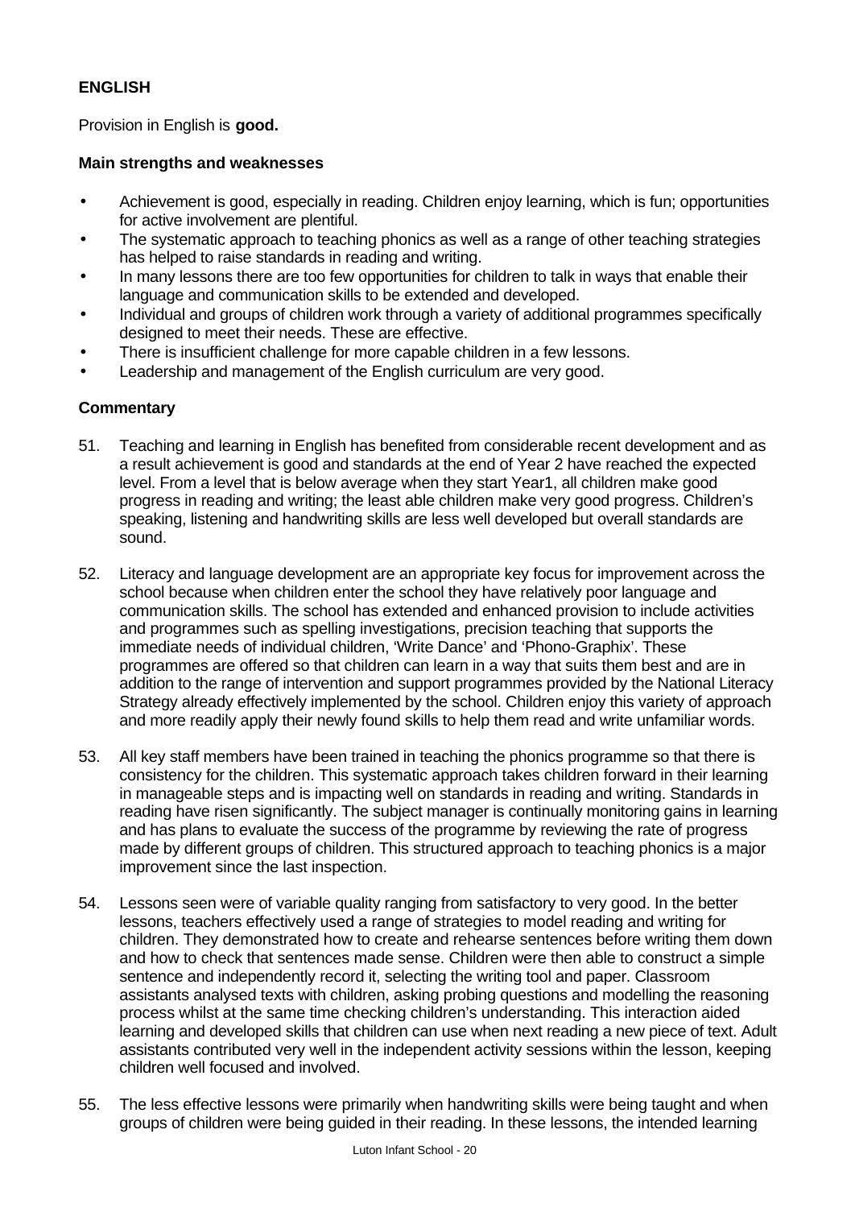## ENGLISH

Provision in English is **good.**

### Main strengths and weaknesses

- Achievement is good, especially in reading. Children enjoy learning, which is fun; opportunities for active involvement are plentiful.
- The systematic approach to teaching phonics as well as a range of other teaching strategies has helped to raise standards in reading and writing.
- In many lessons there are too few opportunities for children to talk in ways that enable their language and communication skills to be extended and developed.
- Individual and groups of children work through a variety of additional programmes specifically designed to meet their needs. These are effective.
- There is insufficient challenge for more capable children in a few lessons.
- Leadership and management of the English curriculum are very good.

### Commentary

51. Teaching and learning in English has benefited from considerable recent development and as a result achievement is good and standards at the end of Year 2 have reached the expected level. From a level that is below average when they start Year1, all children make good progress in reading and writing; the least able children make very good progress. Children's speaking, listening and handwriting skills are less well developed but overall standards are sound.

52. Literacy and language development are an appropriate key focus for improvement across the school because when children enter the school they have relatively poor language and communication skills. The school has extended and enhanced provision to include activities and programmes such as spelling investigations, precision teaching that supports the immediate needs of individual children, 'Write Dance' and 'Phono-Graphix'. These programmes are offered so that children can learn in a way that suits them best and are in addition to the range of intervention and support programmes provided by the National Literacy Strategy already effectively implemented by the school. Children enjoy this variety of approach and more readily apply their newly found skills to help them read and write unfamiliar words.

53. All key staff members have been trained in teaching the phonics programme so that there is consistency for the children. This systematic approach takes children forward in their learning in manageable steps and is impacting well on standards in reading and writing. Standards in reading have risen significantly. The subject manager is continually monitoring gains in learning and has plans to evaluate the success of the programme by reviewing the rate of progress made by different groups of children. This structured approach to teaching phonics is a major improvement since the last inspection.

54. Lessons seen were of variable quality ranging from satisfactory to very good. In the better lessons, teachers effectively used a range of strategies to model reading and writing for children. They demonstrated how to create and rehearse sentences before writing them down and how to check that sentences made sense. Children were then able to construct a simple sentence and independently record it, selecting the writing tool and paper. Classroom assistants analysed texts with children, asking probing questions and modelling the reasoning process whilst at the same time checking children's understanding. This interaction aided learning and developed skills that children can use when next reading a new piece of text. Adult assistants contributed very well in the independent activity sessions within the lesson, keeping children well focused and involved.

55. The less effective lessons were primarily when handwriting skills were being taught and when groups of children were being guided in their reading. In these lessons, the intended learning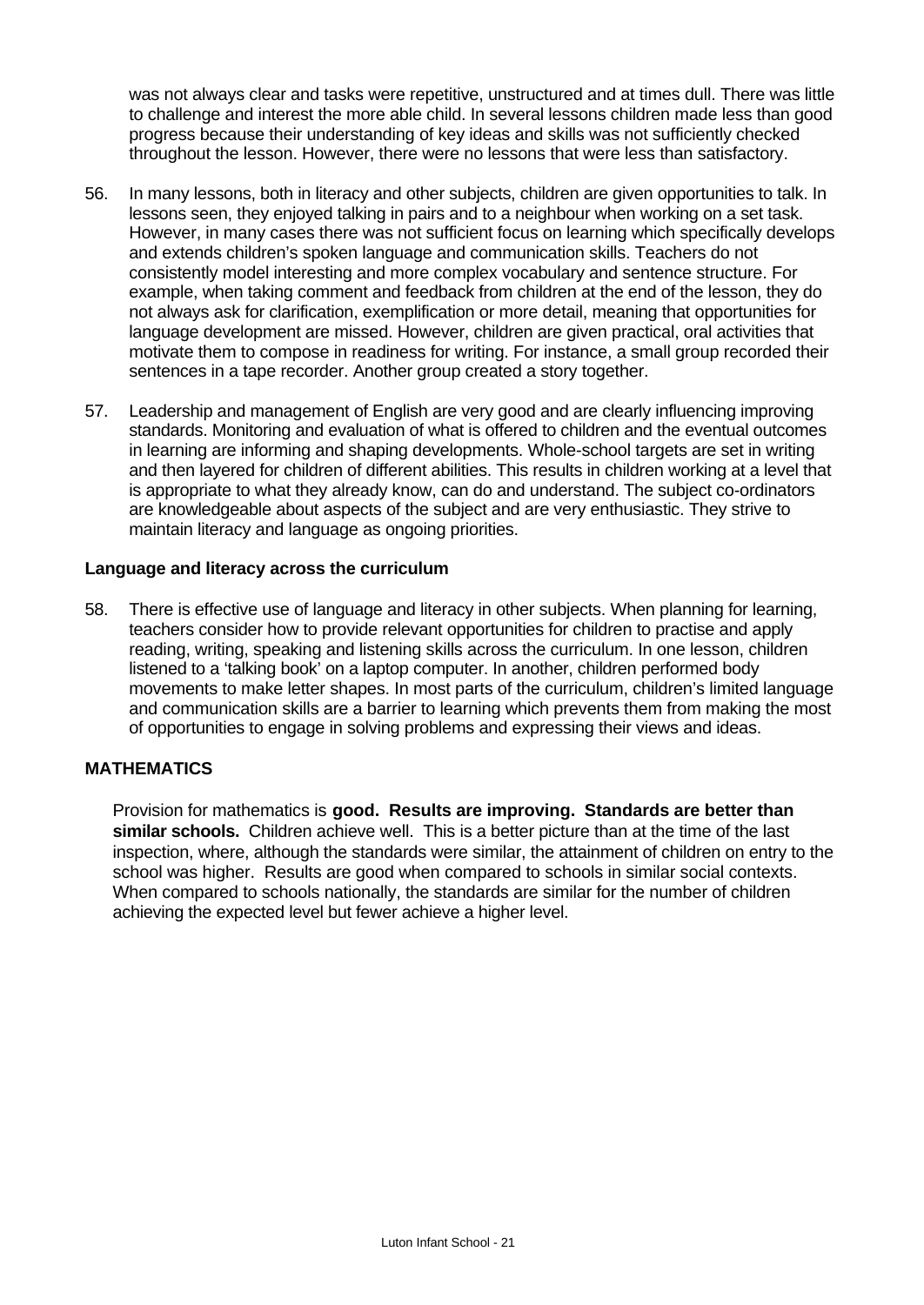was not always clear and tasks were repetitive, unstructured and at times dull. There was little to challenge and interest the more able child. In several lessons children made less than good progress because their understanding of key ideas and skills was not sufficiently checked throughout the lesson. However, there were no lessons that were less than satisfactory.

56. In many lessons, both in literacy and other subjects, children are given opportunities to talk. In lessons seen, they enjoyed talking in pairs and to a neighbour when working on a set task. However, in many cases there was not sufficient focus on learning which specifically develops and extends children's spoken language and communication skills. Teachers do not consistently model interesting and more complex vocabulary and sentence structure. For example, when taking comment and feedback from children at the end of the lesson, they do not always ask for clarification, exemplification or more detail, meaning that opportunities for language development are missed. However, children are given practical, oral activities that motivate them to compose in readiness for writing. For instance, a small group recorded their sentences in a tape recorder. Another group created a story together.

57. Leadership and management of English are very good and are clearly influencing improving standards. Monitoring and evaluation of what is offered to children and the eventual outcomes in learning are informing and shaping developments. Whole-school targets are set in writing and then layered for children of different abilities. This results in children working at a level that is appropriate to what they already know, can do and understand. The subject co-ordinators are knowledgeable about aspects of the subject and are very enthusiastic. They strive to maintain literacy and language as ongoing priorities.

### Language and literacy across the curriculum

58. There is effective use of language and literacy in other subjects. When planning for learning, teachers consider how to provide relevant opportunities for children to practise and apply reading, writing, speaking and listening skills across the curriculum. In one lesson, children listened to a 'talking book' on a laptop computer. In another, children performed body movements to make letter shapes. In most parts of the curriculum, children's limited language and communication skills are a barrier to learning which prevents them from making the most of opportunities to engage in solving problems and expressing their views and ideas.

## MATHEMATICS

Provision for mathematics is **good. Results are improving. Standards are better than similar schools.** Children achieve well. This is a better picture than at the time of the last inspection, where, although the standards were similar, the attainment of children on entry to the school was higher. Results are good when compared to schools in similar social contexts. When compared to schools nationally, the standards are similar for the number of children achieving the expected level but fewer achieve a higher level.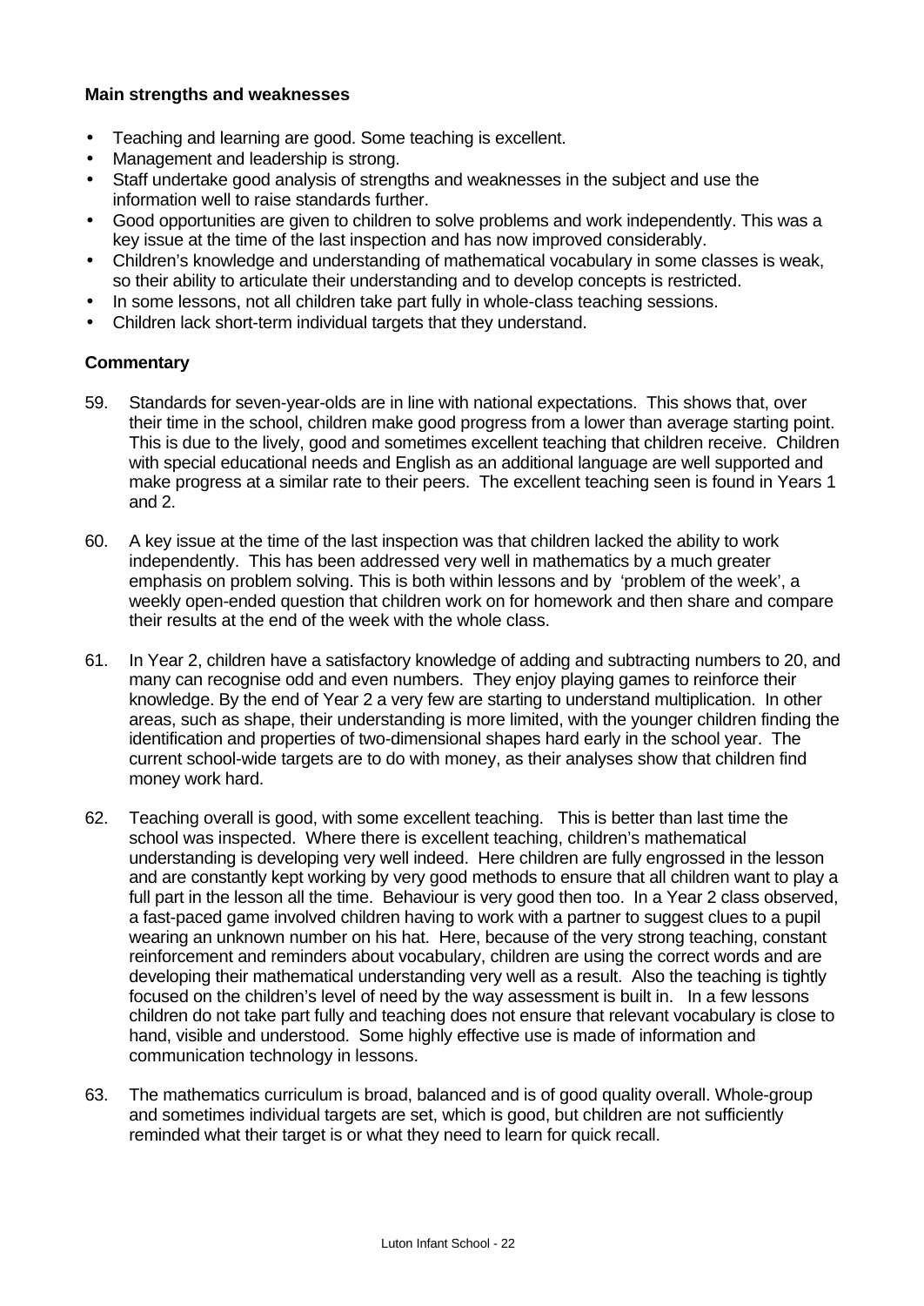**Main strengths and weaknesses**

- Teaching and learning are good. Some teaching is excellent.
- Management and leadership is strong.
- Staff undertake good analysis of strengths and weaknesses in the subject and use the information well to raise standards further.
- Good opportunities are given to children to solve problems and work independently. This was a key issue at the time of the last inspection and has now improved considerably.
- Children's knowledge and understanding of mathematical vocabulary in some classes is weak, so their ability to articulate their understanding and to develop concepts is restricted.
- In some lessons, not all children take part fully in whole-class teaching sessions.
- Children lack short-term individual targets that they understand.

**Commentary**

59. Standards for seven-year-olds are in line with national expectations. This shows that, over their time in the school, children make good progress from a lower than average starting point. This is due to the lively, good and sometimes excellent teaching that children receive. Children with special educational needs and English as an additional language are well supported and make progress at a similar rate to their peers. The excellent teaching seen is found in Years 1 and 2.

60. A key issue at the time of the last inspection was that children lacked the ability to work independently. This has been addressed very well in mathematics by a much greater emphasis on problem solving. This is both within lessons and by 'problem of the week', a weekly open-ended question that children work on for homework and then share and compare their results at the end of the week with the whole class.

61. In Year 2, children have a satisfactory knowledge of adding and subtracting numbers to 20, and many can recognise odd and even numbers. They enjoy playing games to reinforce their knowledge. By the end of Year 2 a very few are starting to understand multiplication. In other areas, such as shape, their understanding is more limited, with the younger children finding the identification and properties of two-dimensional shapes hard early in the school year. The current school-wide targets are to do with money, as their analyses show that children find money work hard.

62. Teaching overall is good, with some excellent teaching. This is better than last time the school was inspected. Where there is excellent teaching, children's mathematical understanding is developing very well indeed. Here children are fully engrossed in the lesson and are constantly kept working by very good methods to ensure that all children want to play a full part in the lesson all the time. Behaviour is very good then too. In a Year 2 class observed, a fast-paced game involved children having to work with a partner to suggest clues to a pupil wearing an unknown number on his hat. Here, because of the very strong teaching, constant reinforcement and reminders about vocabulary, children are using the correct words and are developing their mathematical understanding very well as a result. Also the teaching is tightly focused on the children's level of need by the way assessment is built in. In a few lessons children do not take part fully and teaching does not ensure that relevant vocabulary is close to hand, visible and understood. Some highly effective use is made of information and communication technology in lessons.

63. The mathematics curriculum is broad, balanced and is of good quality overall. Whole-group and sometimes individual targets are set, which is good, but children are not sufficiently reminded what their target is or what they need to learn for quick recall.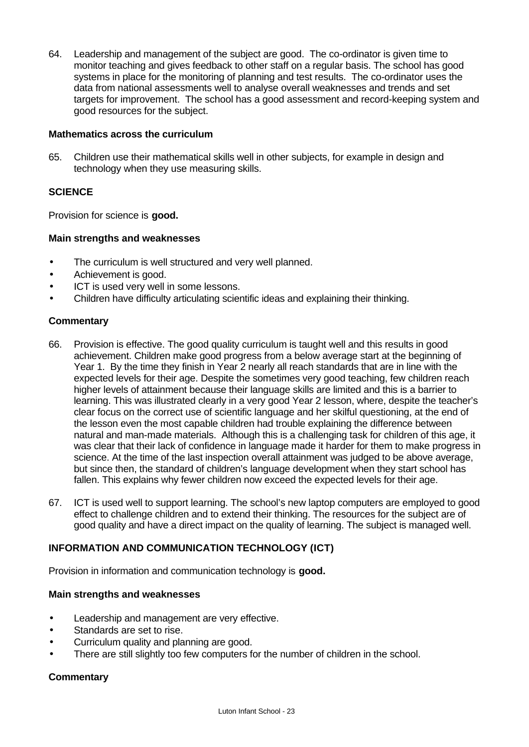64. Leadership and management of the subject are good. The co-ordinator is given time to monitor teaching and gives feedback to other staff on a regular basis. The school has good systems in place for the monitoring of planning and test results. The co-ordinator uses the data from national assessments well to analyse overall weaknesses and trends and set targets for improvement. The school has a good assessment and record-keeping system and good resources for the subject.

### Mathematics across the curriculum

65. Children use their mathematical skills well in other subjects, for example in design and technology when they use measuring skills.

## SCIENCE

Provision for science is **good.**

### Main strengths and weaknesses

- The curriculum is well structured and very well planned.
- Achievement is good.
- ICT is used very well in some lessons.
- Children have difficulty articulating scientific ideas and explaining their thinking.

### Commentary

66. Provision is effective. The good quality curriculum is taught well and this results in good achievement. Children make good progress from a below average start at the beginning of Year 1. By the time they finish in Year 2 nearly all reach standards that are in line with the expected levels for their age. Despite the sometimes very good teaching, few children reach higher levels of attainment because their language skills are limited and this is a barrier to learning. This was illustrated clearly in a very good Year 2 lesson, where, despite the teacher's clear focus on the correct use of scientific language and her skilful questioning, at the end of the lesson even the most capable children had trouble explaining the difference between natural and man-made materials. Although this is a challenging task for children of this age, it was clear that their lack of confidence in language made it harder for them to make progress in science. At the time of the last inspection overall attainment was judged to be above average, but since then, the standard of children's language development when they start school has fallen. This explains why fewer children now exceed the expected levels for their age.

67. ICT is used well to support learning. The school's new laptop computers are employed to good effect to challenge children and to extend their thinking. The resources for the subject are of good quality and have a direct impact on the quality of learning. The subject is managed well.

## INFORMATION AND COMMUNICATION TECHNOLOGY (ICT)

Provision in information and communication technology is **good.**

### Main strengths and weaknesses

- Leadership and management are very effective.
- Standards are set to rise.
- Curriculum quality and planning are good.
- There are still slightly too few computers for the number of children in the school.

### Commentary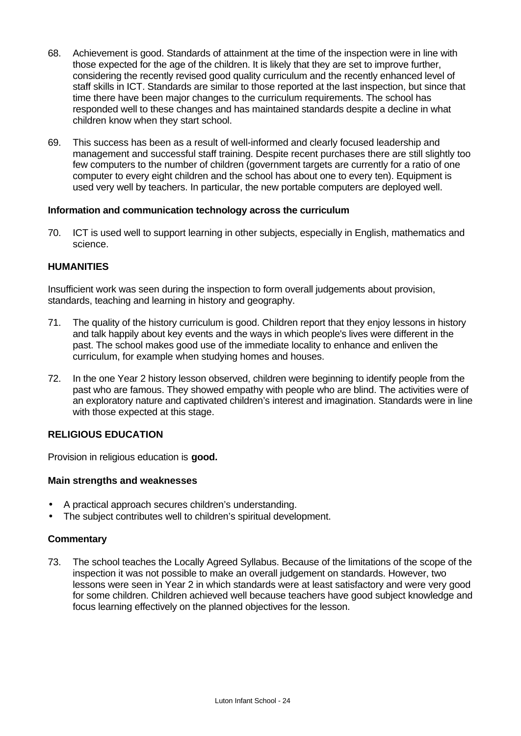68. Achievement is good. Standards of attainment at the time of the inspection were in line with those expected for the age of the children. It is likely that they are set to improve further, considering the recently revised good quality curriculum and the recently enhanced level of staff skills in ICT. Standards are similar to those reported at the last inspection, but since that time there have been major changes to the curriculum requirements. The school has responded well to these changes and has maintained standards despite a decline in what children know when they start school.

69. This success has been as a result of well-informed and clearly focused leadership and management and successful staff training. Despite recent purchases there are still slightly too few computers to the number of children (government targets are currently for a ratio of one computer to every eight children and the school has about one to every ten). Equipment is used very well by teachers. In particular, the new portable computers are deployed well.

### Information and communication technology across the curriculum

70. ICT is used well to support learning in other subjects, especially in English, mathematics and science.

## HUMANITIES

Insufficient work was seen during the inspection to form overall judgements about provision, standards, teaching and learning in history and geography.

71. The quality of the history curriculum is good. Children report that they enjoy lessons in history and talk happily about key events and the ways in which people's lives were different in the past. The school makes good use of the immediate locality to enhance and enliven the curriculum, for example when studying homes and houses.

72. In the one Year 2 history lesson observed, children were beginning to identify people from the past who are famous. They showed empathy with people who are blind. The activities were of an exploratory nature and captivated children's interest and imagination. Standards were in line with those expected at this stage.

## RELIGIOUS EDUCATION

Provision in religious education is **good.**

### Main strengths and weaknesses

- A practical approach secures children's understanding.
- The subject contributes well to children's spiritual development.

### Commentary

73. The school teaches the Locally Agreed Syllabus. Because of the limitations of the scope of the inspection it was not possible to make an overall judgement on standards. However, two lessons were seen in Year 2 in which standards were at least satisfactory and were very good for some children. Children achieved well because teachers have good subject knowledge and focus learning effectively on the planned objectives for the lesson.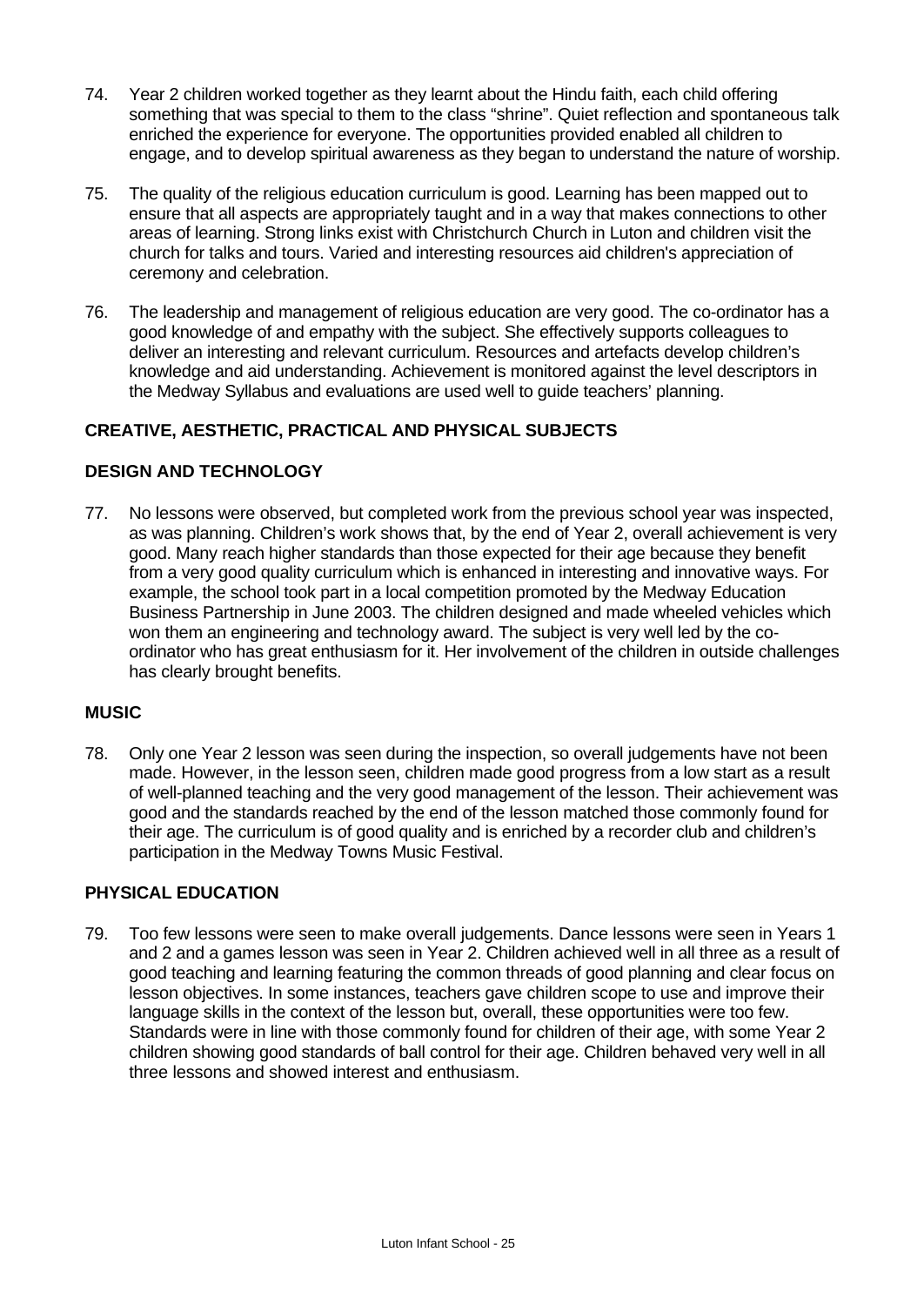74. Year 2 children worked together as they learnt about the Hindu faith, each child offering something that was special to them to the class "shrine". Quiet reflection and spontaneous talk enriched the experience for everyone. The opportunities provided enabled all children to engage, and to develop spiritual awareness as they began to understand the nature of worship.

75. The quality of the religious education curriculum is good. Learning has been mapped out to ensure that all aspects are appropriately taught and in a way that makes connections to other areas of learning. Strong links exist with Christchurch Church in Luton and children visit the church for talks and tours. Varied and interesting resources aid children's appreciation of ceremony and celebration.

76. The leadership and management of religious education are very good. The co-ordinator has a good knowledge of and empathy with the subject. She effectively supports colleagues to deliver an interesting and relevant curriculum. Resources and artefacts develop children's knowledge and aid understanding. Achievement is monitored against the level descriptors in the Medway Syllabus and evaluations are used well to guide teachers' planning.

## CREATIVE, AESTHETIC, PRACTICAL AND PHYSICAL SUBJECTS

### DESIGN AND TECHNOLOGY

77. No lessons were observed, but completed work from the previous school year was inspected, as was planning. Children's work shows that, by the end of Year 2, overall achievement is very good. Many reach higher standards than those expected for their age because they benefit from a very good quality curriculum which is enhanced in interesting and innovative ways. For example, the school took part in a local competition promoted by the Medway Education Business Partnership in June 2003. The children designed and made wheeled vehicles which won them an engineering and technology award. The subject is very well led by the co-ordinator who has great enthusiasm for it. Her involvement of the children in outside challenges has clearly brought benefits.

### MUSIC

78. Only one Year 2 lesson was seen during the inspection, so overall judgements have not been made. However, in the lesson seen, children made good progress from a low start as a result of well-planned teaching and the very good management of the lesson. Their achievement was good and the standards reached by the end of the lesson matched those commonly found for their age. The curriculum is of good quality and is enriched by a recorder club and children's participation in the Medway Towns Music Festival.

### PHYSICAL EDUCATION

79. Too few lessons were seen to make overall judgements. Dance lessons were seen in Years 1 and 2 and a games lesson was seen in Year 2. Children achieved well in all three as a result of good teaching and learning featuring the common threads of good planning and clear focus on lesson objectives. In some instances, teachers gave children scope to use and improve their language skills in the context of the lesson but, overall, these opportunities were too few. Standards were in line with those commonly found for children of their age, with some Year 2 children showing good standards of ball control for their age. Children behaved very well in all three lessons and showed interest and enthusiasm.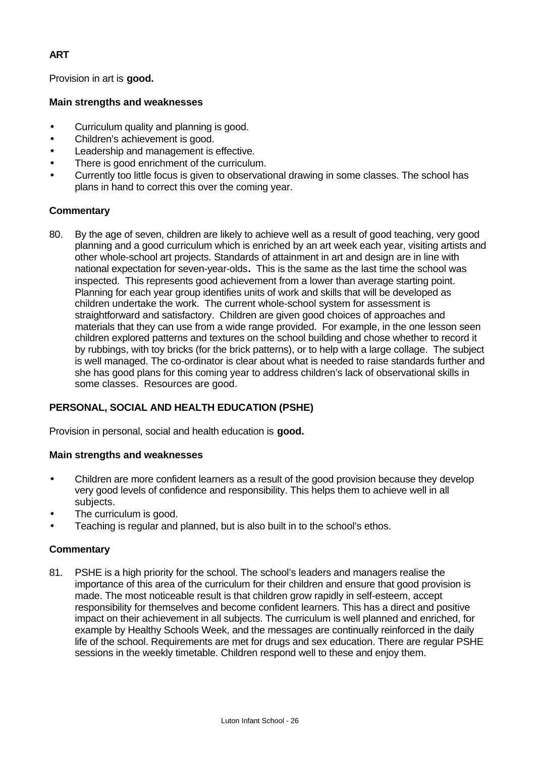## ART

Provision in art is **good.**

### Main strengths and weaknesses

- Curriculum quality and planning is good.
- Children's achievement is good.
- Leadership and management is effective.
- There is good enrichment of the curriculum.
- Currently too little focus is given to observational drawing in some classes. The school has plans in hand to correct this over the coming year.

### Commentary

80. By the age of seven, children are likely to achieve well as a result of good teaching, very good planning and a good curriculum which is enriched by an art week each year, visiting artists and other whole-school art projects. Standards of attainment in art and design are in line with national expectation for seven-year-olds**.** This is the same as the last time the school was inspected. This represents good achievement from a lower than average starting point. Planning for each year group identifies units of work and skills that will be developed as children undertake the work. The current whole-school system for assessment is straightforward and satisfactory. Children are given good choices of approaches and materials that they can use from a wide range provided. For example, in the one lesson seen children explored patterns and textures on the school building and chose whether to record it by rubbings, with toy bricks (for the brick patterns), or to help with a large collage. The subject is well managed. The co-ordinator is clear about what is needed to raise standards further and she has good plans for this coming year to address children's lack of observational skills in some classes. Resources are good.

## PERSONAL, SOCIAL AND HEALTH EDUCATION (PSHE)

Provision in personal, social and health education is **good.**

### Main strengths and weaknesses

- Children are more confident learners as a result of the good provision because they develop very good levels of confidence and responsibility. This helps them to achieve well in all subjects.
- The curriculum is good.
- Teaching is regular and planned, but is also built in to the school's ethos.

### Commentary

81. PSHE is a high priority for the school. The school's leaders and managers realise the importance of this area of the curriculum for their children and ensure that good provision is made. The most noticeable result is that children grow rapidly in self-esteem, accept responsibility for themselves and become confident learners. This has a direct and positive impact on their achievement in all subjects. The curriculum is well planned and enriched, for example by Healthy Schools Week, and the messages are continually reinforced in the daily life of the school. Requirements are met for drugs and sex education. There are regular PSHE sessions in the weekly timetable. Children respond well to these and enjoy them.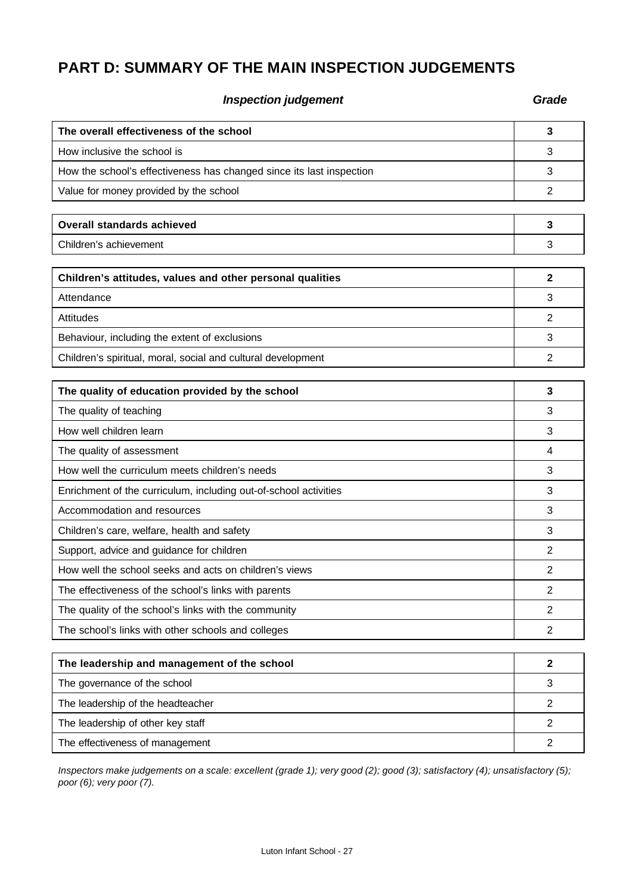# PART D: SUMMARY OF THE MAIN INSPECTION JUDGEMENTS

| *Inspection judgement* | *Grade* |
|---|---|
| **The overall effectiveness of the school** | **3** |
| How inclusive the school is | 3 |
| How the school's effectiveness has changed since its last inspection | 3 |
| Value for money provided by the school | 2 |
| | |
| **Overall standards achieved** | **3** |
| Children's achievement | 3 |
| | |
| **Children's attitudes, values and other personal qualities** | **2** |
| Attendance | 3 |
| Attitudes | 2 |
| Behaviour, including the extent of exclusions | 3 |
| Children's spiritual, moral, social and cultural development | 2 |
| | |
| **The quality of education provided by the school** | **3** |
| The quality of teaching | 3 |
| How well children learn | 3 |
| The quality of assessment | 4 |
| How well the curriculum meets children's needs | 3 |
| Enrichment of the curriculum, including out-of-school activities | 3 |
| Accommodation and resources | 3 |
| Children's care, welfare, health and safety | 3 |
| Support, advice and guidance for children | 2 |
| How well the school seeks and acts on children's views | 2 |
| The effectiveness of the school's links with parents | 2 |
| The quality of the school's links with the community | 2 |
| The school's links with other schools and colleges | 2 |
| | |
| **The leadership and management of the school** | **2** |
| The governance of the school | 3 |
| The leadership of the headteacher | 2 |
| The leadership of other key staff | 2 |
| The effectiveness of management | 2 |

*Inspectors make judgements on a scale: excellent (grade 1); very good (2); good (3); satisfactory (4); unsatisfactory (5); poor (6); very poor (7).*